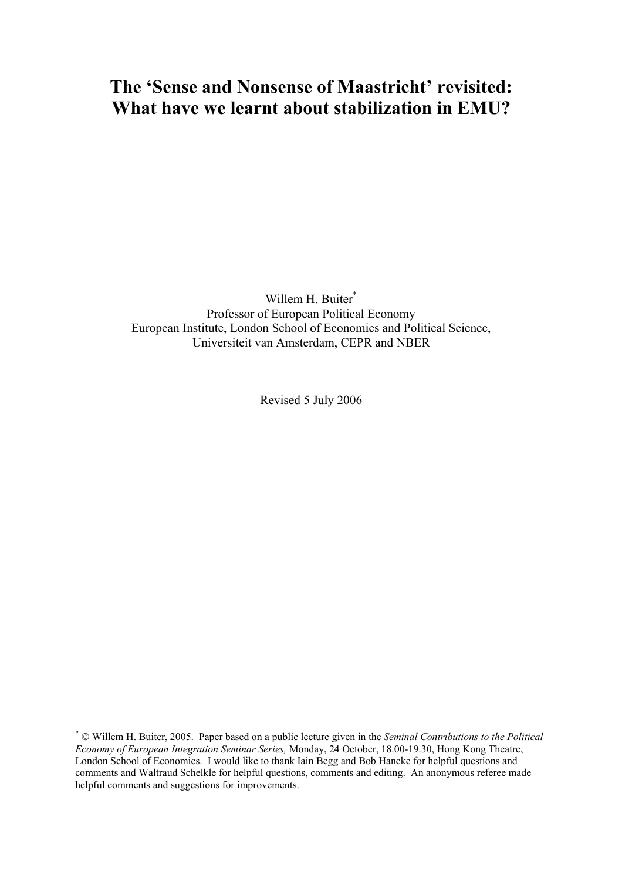# The 'Sense and Nonsense of Maastricht' revisited: What have we learnt about stabilization in EMU?

Willem H. Buiter[*]
Professor of European Political Economy
European Institute, London School of Economics and Political Science,
Universiteit van Amsterdam, CEPR and NBER

Revised 5 July 2006

---

[*] © Willem H. Buiter, 2005. Paper based on a public lecture given in the *Seminal Contributions to the Political Economy of European Integration Seminar Series,* Monday, 24 October, 18.00-19.30, Hong Kong Theatre, London School of Economics. I would like to thank Iain Begg and Bob Hancke for helpful questions and comments and Waltraud Schelkle for helpful questions, comments and editing. An anonymous referee made helpful comments and suggestions for improvements.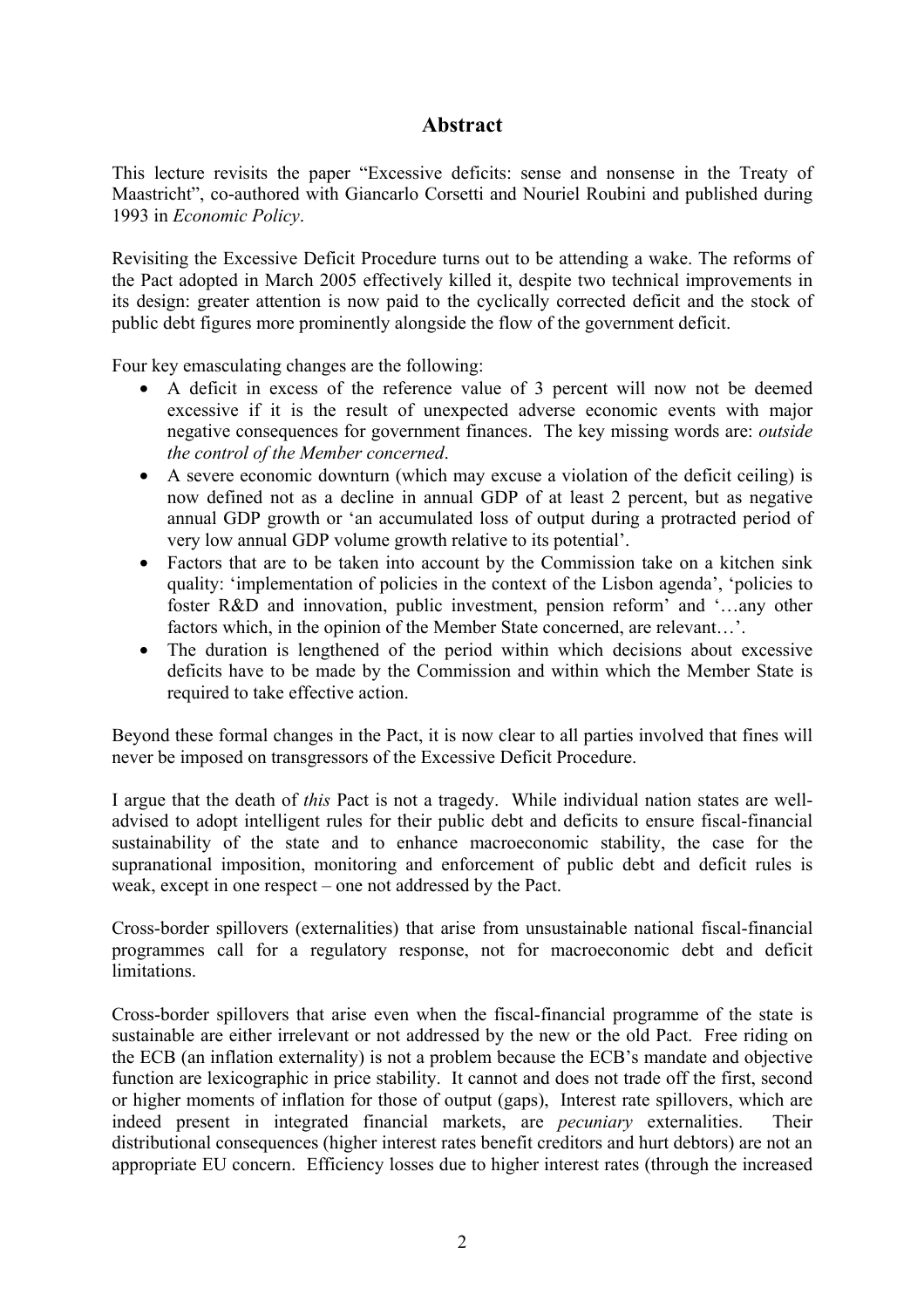## Abstract

This lecture revisits the paper "Excessive deficits: sense and nonsense in the Treaty of Maastricht", co-authored with Giancarlo Corsetti and Nouriel Roubini and published during 1993 in *Economic Policy*.

Revisiting the Excessive Deficit Procedure turns out to be attending a wake. The reforms of the Pact adopted in March 2005 effectively killed it, despite two technical improvements in its design: greater attention is now paid to the cyclically corrected deficit and the stock of public debt figures more prominently alongside the flow of the government deficit.

Four key emasculating changes are the following:

- A deficit in excess of the reference value of 3 percent will now not be deemed excessive if it is the result of unexpected adverse economic events with major negative consequences for government finances. The key missing words are: *outside the control of the Member concerned*.
- A severe economic downturn (which may excuse a violation of the deficit ceiling) is now defined not as a decline in annual GDP of at least 2 percent, but as negative annual GDP growth or 'an accumulated loss of output during a protracted period of very low annual GDP volume growth relative to its potential'.
- Factors that are to be taken into account by the Commission take on a kitchen sink quality: 'implementation of policies in the context of the Lisbon agenda', 'policies to foster R&D and innovation, public investment, pension reform' and '…any other factors which, in the opinion of the Member State concerned, are relevant…'.
- The duration is lengthened of the period within which decisions about excessive deficits have to be made by the Commission and within which the Member State is required to take effective action.

Beyond these formal changes in the Pact, it is now clear to all parties involved that fines will never be imposed on transgressors of the Excessive Deficit Procedure.

I argue that the death of *this* Pact is not a tragedy. While individual nation states are well-advised to adopt intelligent rules for their public debt and deficits to ensure fiscal-financial sustainability of the state and to enhance macroeconomic stability, the case for the supranational imposition, monitoring and enforcement of public debt and deficit rules is weak, except in one respect – one not addressed by the Pact.

Cross-border spillovers (externalities) that arise from unsustainable national fiscal-financial programmes call for a regulatory response, not for macroeconomic debt and deficit limitations.

Cross-border spillovers that arise even when the fiscal-financial programme of the state is sustainable are either irrelevant or not addressed by the new or the old Pact. Free riding on the ECB (an inflation externality) is not a problem because the ECB's mandate and objective function are lexicographic in price stability. It cannot and does not trade off the first, second or higher moments of inflation for those of output (gaps), Interest rate spillovers, which are indeed present in integrated financial markets, are *pecuniary* externalities. Their distributional consequences (higher interest rates benefit creditors and hurt debtors) are not an appropriate EU concern. Efficiency losses due to higher interest rates (through the increased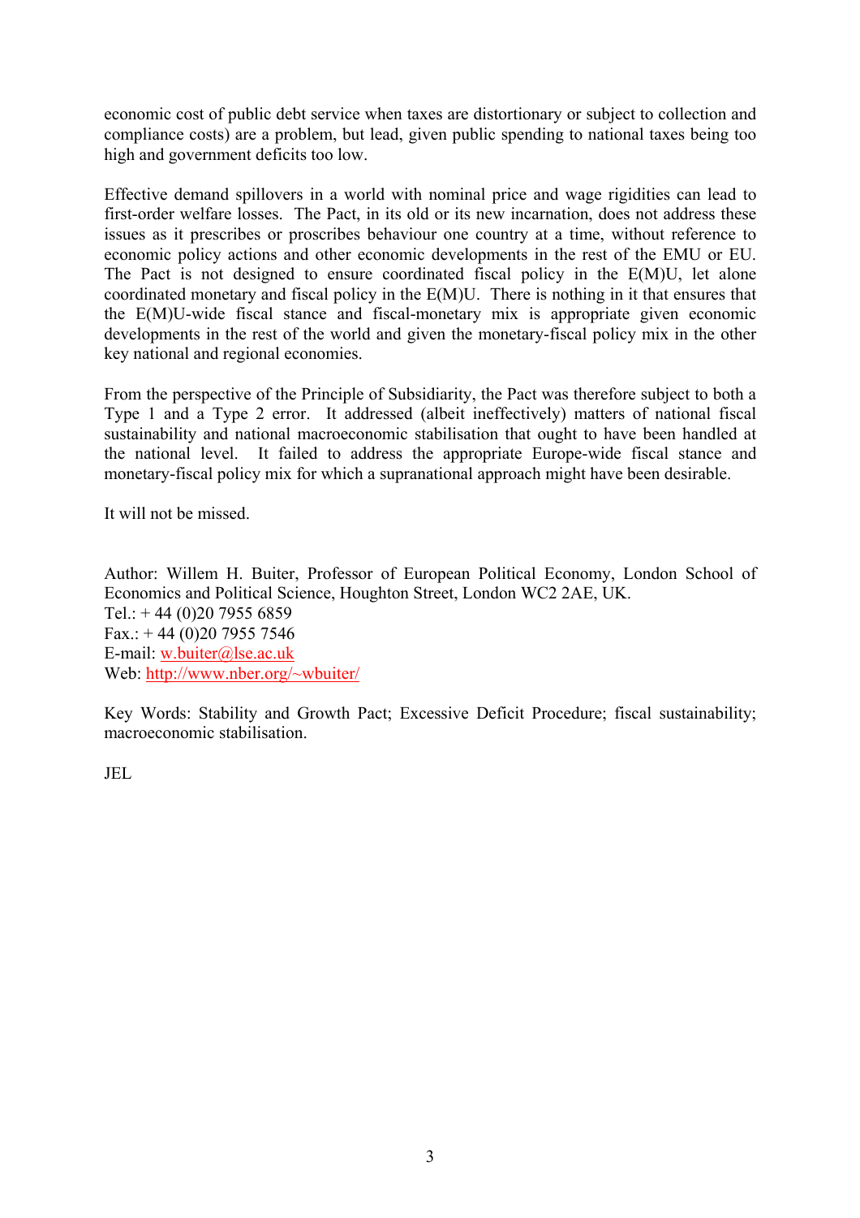economic cost of public debt service when taxes are distortionary or subject to collection and compliance costs) are a problem, but lead, given public spending to national taxes being too high and government deficits too low.

Effective demand spillovers in a world with nominal price and wage rigidities can lead to first-order welfare losses. The Pact, in its old or its new incarnation, does not address these issues as it prescribes or proscribes behaviour one country at a time, without reference to economic policy actions and other economic developments in the rest of the EMU or EU. The Pact is not designed to ensure coordinated fiscal policy in the E(M)U, let alone coordinated monetary and fiscal policy in the E(M)U. There is nothing in it that ensures that the E(M)U-wide fiscal stance and fiscal-monetary mix is appropriate given economic developments in the rest of the world and given the monetary-fiscal policy mix in the other key national and regional economies.

From the perspective of the Principle of Subsidiarity, the Pact was therefore subject to both a Type 1 and a Type 2 error. It addressed (albeit ineffectively) matters of national fiscal sustainability and national macroeconomic stabilisation that ought to have been handled at the national level. It failed to address the appropriate Europe-wide fiscal stance and monetary-fiscal policy mix for which a supranational approach might have been desirable.

It will not be missed.

Author: Willem H. Buiter, Professor of European Political Economy, London School of Economics and Political Science, Houghton Street, London WC2 2AE, UK.
Tel.: + 44 (0)20 7955 6859
Fax.: + 44 (0)20 7955 7546
E-mail: w.buiter@lse.ac.uk
Web: http://www.nber.org/~wbuiter/

Key Words: Stability and Growth Pact; Excessive Deficit Procedure; fiscal sustainability; macroeconomic stabilisation.

JEL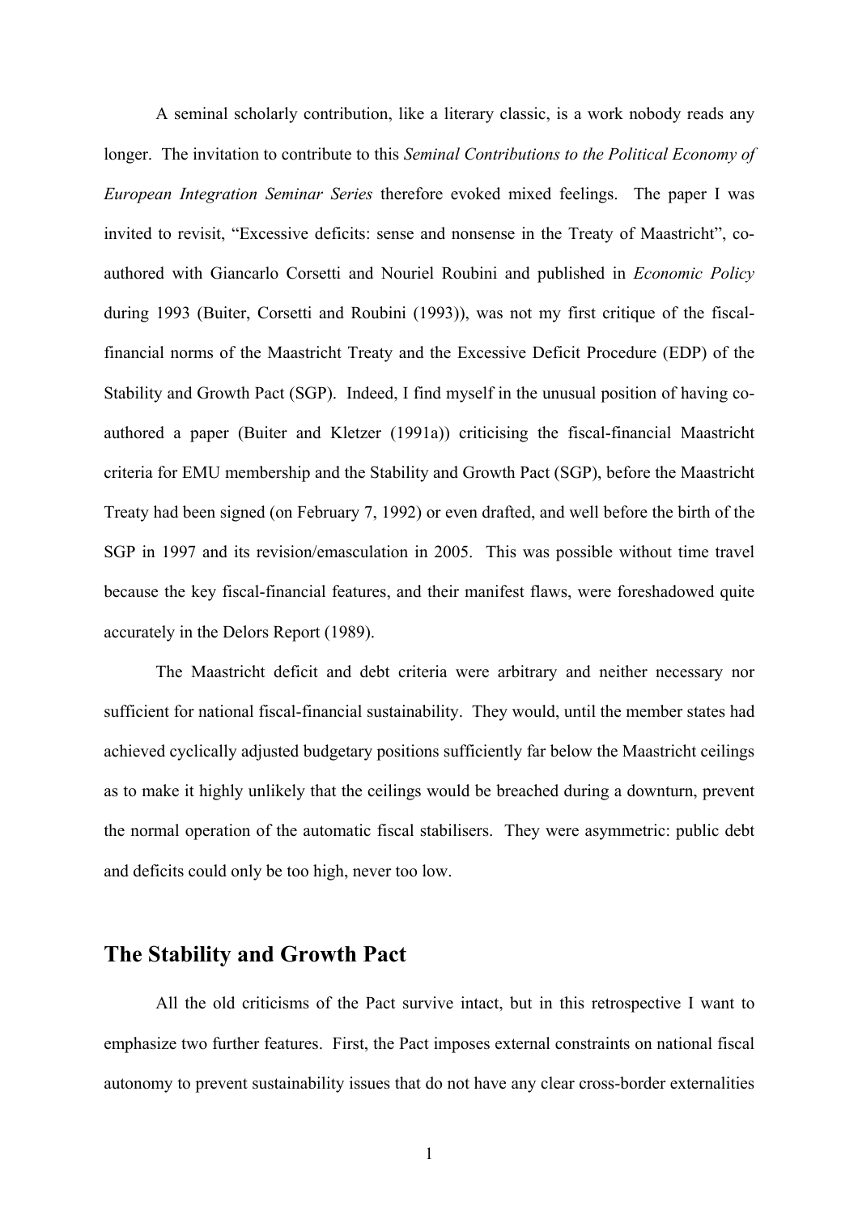A seminal scholarly contribution, like a literary classic, is a work nobody reads any longer. The invitation to contribute to this *Seminal Contributions to the Political Economy of European Integration Seminar Series* therefore evoked mixed feelings. The paper I was invited to revisit, "Excessive deficits: sense and nonsense in the Treaty of Maastricht", co-authored with Giancarlo Corsetti and Nouriel Roubini and published in *Economic Policy* during 1993 (Buiter, Corsetti and Roubini (1993)), was not my first critique of the fiscal-financial norms of the Maastricht Treaty and the Excessive Deficit Procedure (EDP) of the Stability and Growth Pact (SGP). Indeed, I find myself in the unusual position of having co-authored a paper (Buiter and Kletzer (1991a)) criticising the fiscal-financial Maastricht criteria for EMU membership and the Stability and Growth Pact (SGP), before the Maastricht Treaty had been signed (on February 7, 1992) or even drafted, and well before the birth of the SGP in 1997 and its revision/emasculation in 2005. This was possible without time travel because the key fiscal-financial features, and their manifest flaws, were foreshadowed quite accurately in the Delors Report (1989).

The Maastricht deficit and debt criteria were arbitrary and neither necessary nor sufficient for national fiscal-financial sustainability. They would, until the member states had achieved cyclically adjusted budgetary positions sufficiently far below the Maastricht ceilings as to make it highly unlikely that the ceilings would be breached during a downturn, prevent the normal operation of the automatic fiscal stabilisers. They were asymmetric: public debt and deficits could only be too high, never too low.

## The Stability and Growth Pact

All the old criticisms of the Pact survive intact, but in this retrospective I want to emphasize two further features. First, the Pact imposes external constraints on national fiscal autonomy to prevent sustainability issues that do not have any clear cross-border externalities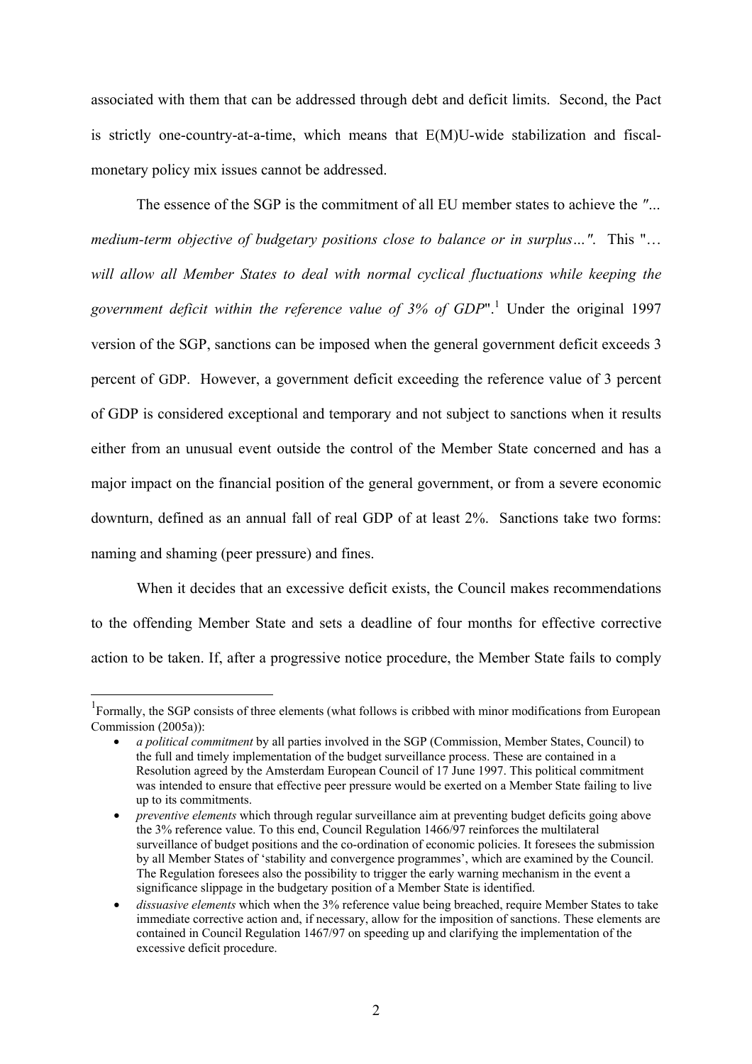associated with them that can be addressed through debt and deficit limits. Second, the Pact is strictly one-country-at-a-time, which means that E(M)U-wide stabilization and fiscal-monetary policy mix issues cannot be addressed.

The essence of the SGP is the commitment of all EU member states to achieve the *"... medium-term objective of budgetary positions close to balance or in surplus…"*. This "*… will allow all Member States to deal with normal cyclical fluctuations while keeping the government deficit within the reference value of 3% of GDP*".[1] Under the original 1997 version of the SGP, sanctions can be imposed when the general government deficit exceeds 3 percent of GDP. However, a government deficit exceeding the reference value of 3 percent of GDP is considered exceptional and temporary and not subject to sanctions when it results either from an unusual event outside the control of the Member State concerned and has a major impact on the financial position of the general government, or from a severe economic downturn, defined as an annual fall of real GDP of at least 2%. Sanctions take two forms: naming and shaming (peer pressure) and fines.

When it decides that an excessive deficit exists, the Council makes recommendations to the offending Member State and sets a deadline of four months for effective corrective action to be taken. If, after a progressive notice procedure, the Member State fails to comply

---

[1] Formally, the SGP consists of three elements (what follows is cribbed with minor modifications from European Commission (2005a)):

- *a political commitment* by all parties involved in the SGP (Commission, Member States, Council) to the full and timely implementation of the budget surveillance process. These are contained in a Resolution agreed by the Amsterdam European Council of 17 June 1997. This political commitment was intended to ensure that effective peer pressure would be exerted on a Member State failing to live up to its commitments.
- *preventive elements* which through regular surveillance aim at preventing budget deficits going above the 3% reference value. To this end, Council Regulation 1466/97 reinforces the multilateral surveillance of budget positions and the co-ordination of economic policies. It foresees the submission by all Member States of 'stability and convergence programmes', which are examined by the Council. The Regulation foresees also the possibility to trigger the early warning mechanism in the event a significance slippage in the budgetary position of a Member State is identified.
- *dissuasive elements* which when the 3% reference value being breached, require Member States to take immediate corrective action and, if necessary, allow for the imposition of sanctions. These elements are contained in Council Regulation 1467/97 on speeding up and clarifying the implementation of the excessive deficit procedure.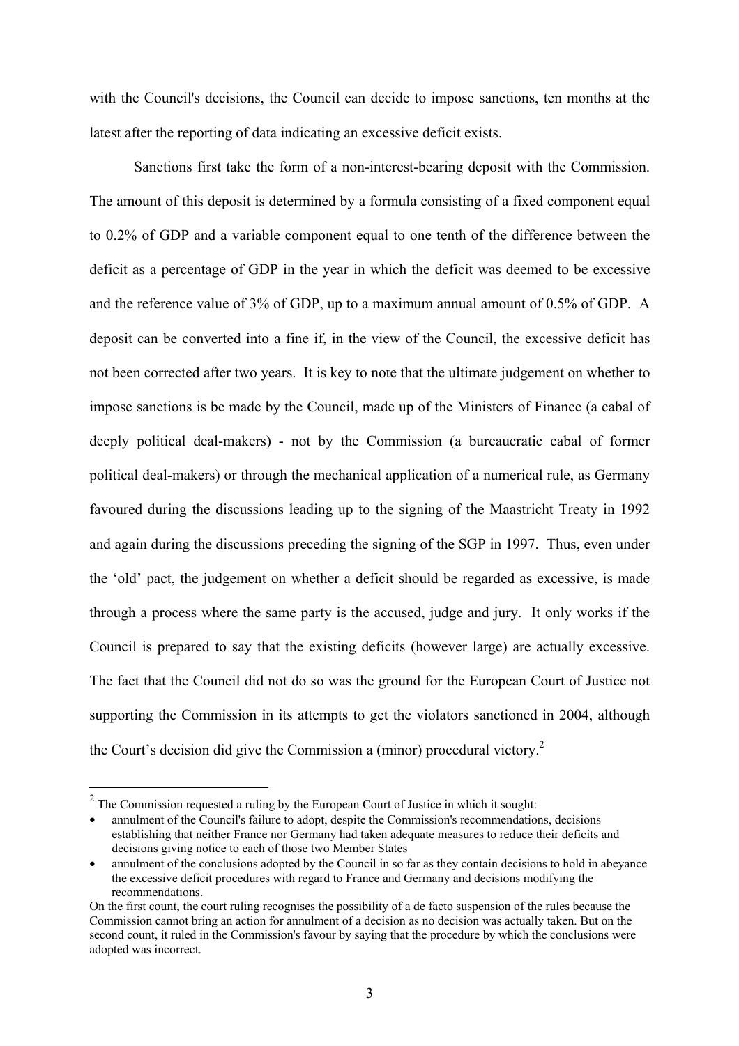with the Council's decisions, the Council can decide to impose sanctions, ten months at the latest after the reporting of data indicating an excessive deficit exists.

Sanctions first take the form of a non-interest-bearing deposit with the Commission. The amount of this deposit is determined by a formula consisting of a fixed component equal to 0.2% of GDP and a variable component equal to one tenth of the difference between the deficit as a percentage of GDP in the year in which the deficit was deemed to be excessive and the reference value of 3% of GDP, up to a maximum annual amount of 0.5% of GDP. A deposit can be converted into a fine if, in the view of the Council, the excessive deficit has not been corrected after two years. It is key to note that the ultimate judgement on whether to impose sanctions is be made by the Council, made up of the Ministers of Finance (a cabal of deeply political deal-makers) - not by the Commission (a bureaucratic cabal of former political deal-makers) or through the mechanical application of a numerical rule, as Germany favoured during the discussions leading up to the signing of the Maastricht Treaty in 1992 and again during the discussions preceding the signing of the SGP in 1997. Thus, even under the 'old' pact, the judgement on whether a deficit should be regarded as excessive, is made through a process where the same party is the accused, judge and jury. It only works if the Council is prepared to say that the existing deficits (however large) are actually excessive. The fact that the Council did not do so was the ground for the European Court of Justice not supporting the Commission in its attempts to get the violators sanctioned in 2004, although the Court's decision did give the Commission a (minor) procedural victory.[2]

---

[2] The Commission requested a ruling by the European Court of Justice in which it sought:

- annulment of the Council's failure to adopt, despite the Commission's recommendations, decisions establishing that neither France nor Germany had taken adequate measures to reduce their deficits and decisions giving notice to each of those two Member States
- annulment of the conclusions adopted by the Council in so far as they contain decisions to hold in abeyance the excessive deficit procedures with regard to France and Germany and decisions modifying the recommendations.

On the first count, the court ruling recognises the possibility of a de facto suspension of the rules because the Commission cannot bring an action for annulment of a decision as no decision was actually taken. But on the second count, it ruled in the Commission's favour by saying that the procedure by which the conclusions were adopted was incorrect.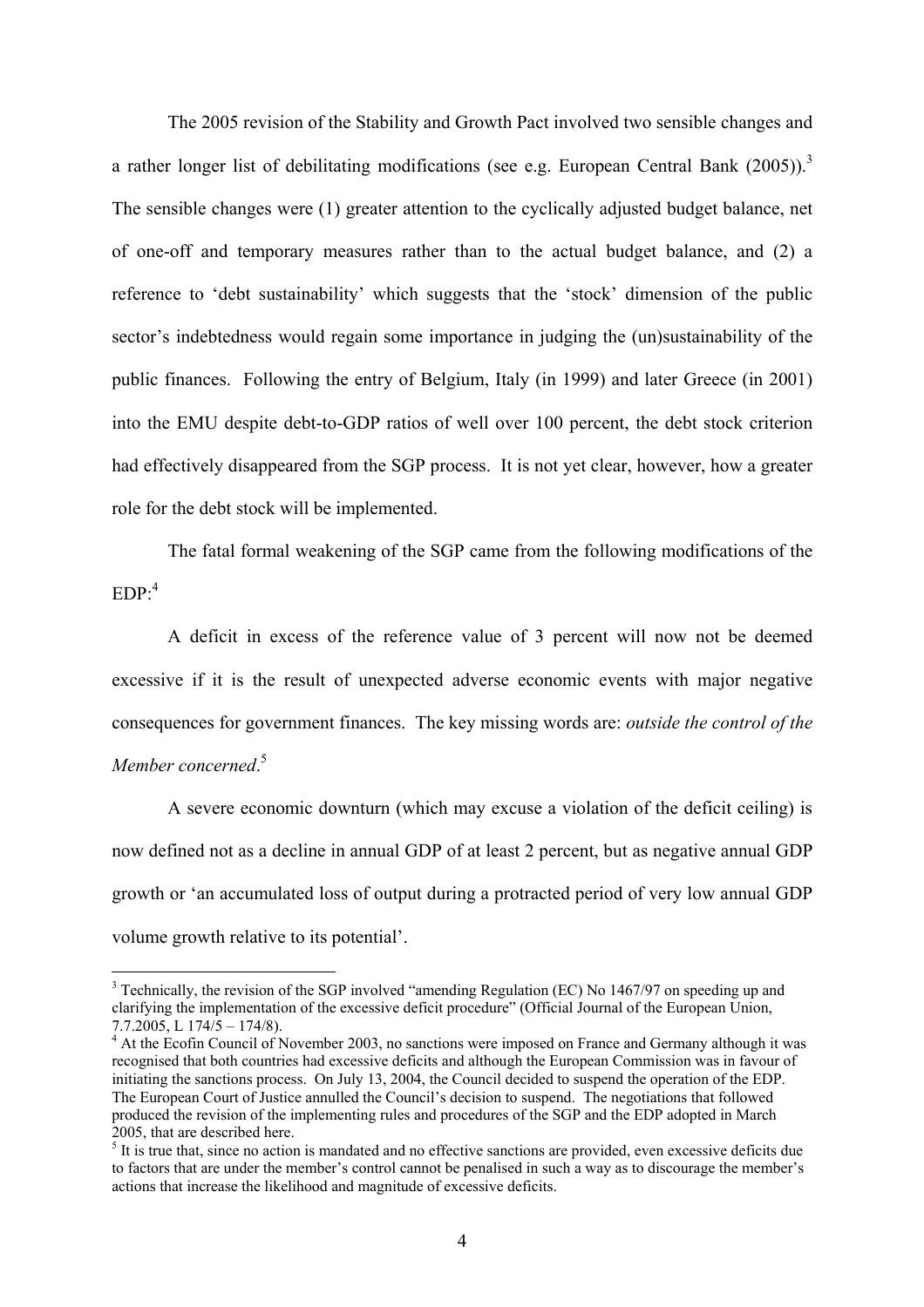The 2005 revision of the Stability and Growth Pact involved two sensible changes and a rather longer list of debilitating modifications (see e.g. European Central Bank (2005)).[3] The sensible changes were (1) greater attention to the cyclically adjusted budget balance, net of one-off and temporary measures rather than to the actual budget balance, and (2) a reference to 'debt sustainability' which suggests that the 'stock' dimension of the public sector's indebtedness would regain some importance in judging the (un)sustainability of the public finances. Following the entry of Belgium, Italy (in 1999) and later Greece (in 2001) into the EMU despite debt-to-GDP ratios of well over 100 percent, the debt stock criterion had effectively disappeared from the SGP process. It is not yet clear, however, how a greater role for the debt stock will be implemented.

The fatal formal weakening of the SGP came from the following modifications of the EDP:[4]

A deficit in excess of the reference value of 3 percent will now not be deemed excessive if it is the result of unexpected adverse economic events with major negative consequences for government finances. The key missing words are: *outside the control of the Member concerned*.[5]

A severe economic downturn (which may excuse a violation of the deficit ceiling) is now defined not as a decline in annual GDP of at least 2 percent, but as negative annual GDP growth or 'an accumulated loss of output during a protracted period of very low annual GDP volume growth relative to its potential'.

---

[3] Technically, the revision of the SGP involved "amending Regulation (EC) No 1467/97 on speeding up and clarifying the implementation of the excessive deficit procedure" (Official Journal of the European Union, 7.7.2005, L 174/5 – 174/8).

[4] At the Ecofin Council of November 2003, no sanctions were imposed on France and Germany although it was recognised that both countries had excessive deficits and although the European Commission was in favour of initiating the sanctions process. On July 13, 2004, the Council decided to suspend the operation of the EDP. The European Court of Justice annulled the Council's decision to suspend. The negotiations that followed produced the revision of the implementing rules and procedures of the SGP and the EDP adopted in March 2005, that are described here.

[5] It is true that, since no action is mandated and no effective sanctions are provided, even excessive deficits due to factors that are under the member's control cannot be penalised in such a way as to discourage the member's actions that increase the likelihood and magnitude of excessive deficits.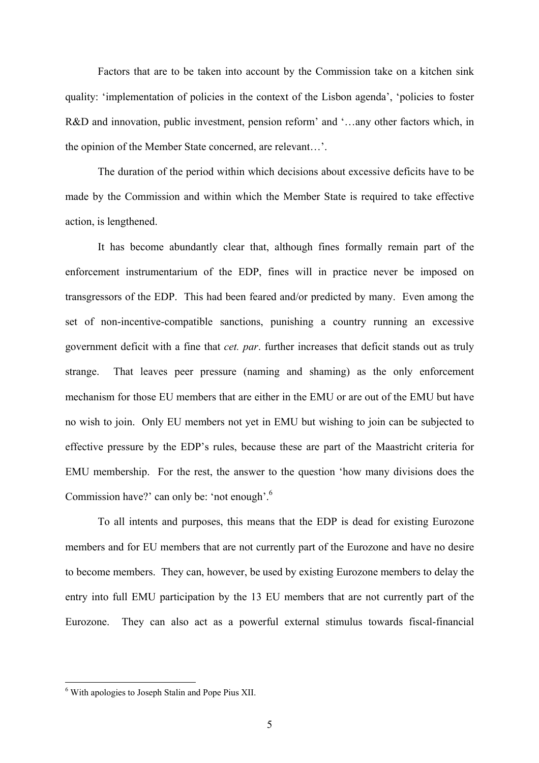Factors that are to be taken into account by the Commission take on a kitchen sink quality: 'implementation of policies in the context of the Lisbon agenda', 'policies to foster R&D and innovation, public investment, pension reform' and '…any other factors which, in the opinion of the Member State concerned, are relevant…'.

The duration of the period within which decisions about excessive deficits have to be made by the Commission and within which the Member State is required to take effective action, is lengthened.

It has become abundantly clear that, although fines formally remain part of the enforcement instrumentarium of the EDP, fines will in practice never be imposed on transgressors of the EDP. This had been feared and/or predicted by many. Even among the set of non-incentive-compatible sanctions, punishing a country running an excessive government deficit with a fine that *cet. par*. further increases that deficit stands out as truly strange. That leaves peer pressure (naming and shaming) as the only enforcement mechanism for those EU members that are either in the EMU or are out of the EMU but have no wish to join. Only EU members not yet in EMU but wishing to join can be subjected to effective pressure by the EDP's rules, because these are part of the Maastricht criteria for EMU membership. For the rest, the answer to the question 'how many divisions does the Commission have?' can only be: 'not enough'.[6]

To all intents and purposes, this means that the EDP is dead for existing Eurozone members and for EU members that are not currently part of the Eurozone and have no desire to become members. They can, however, be used by existing Eurozone members to delay the entry into full EMU participation by the 13 EU members that are not currently part of the Eurozone. They can also act as a powerful external stimulus towards fiscal-financial

[6] With apologies to Joseph Stalin and Pope Pius XII.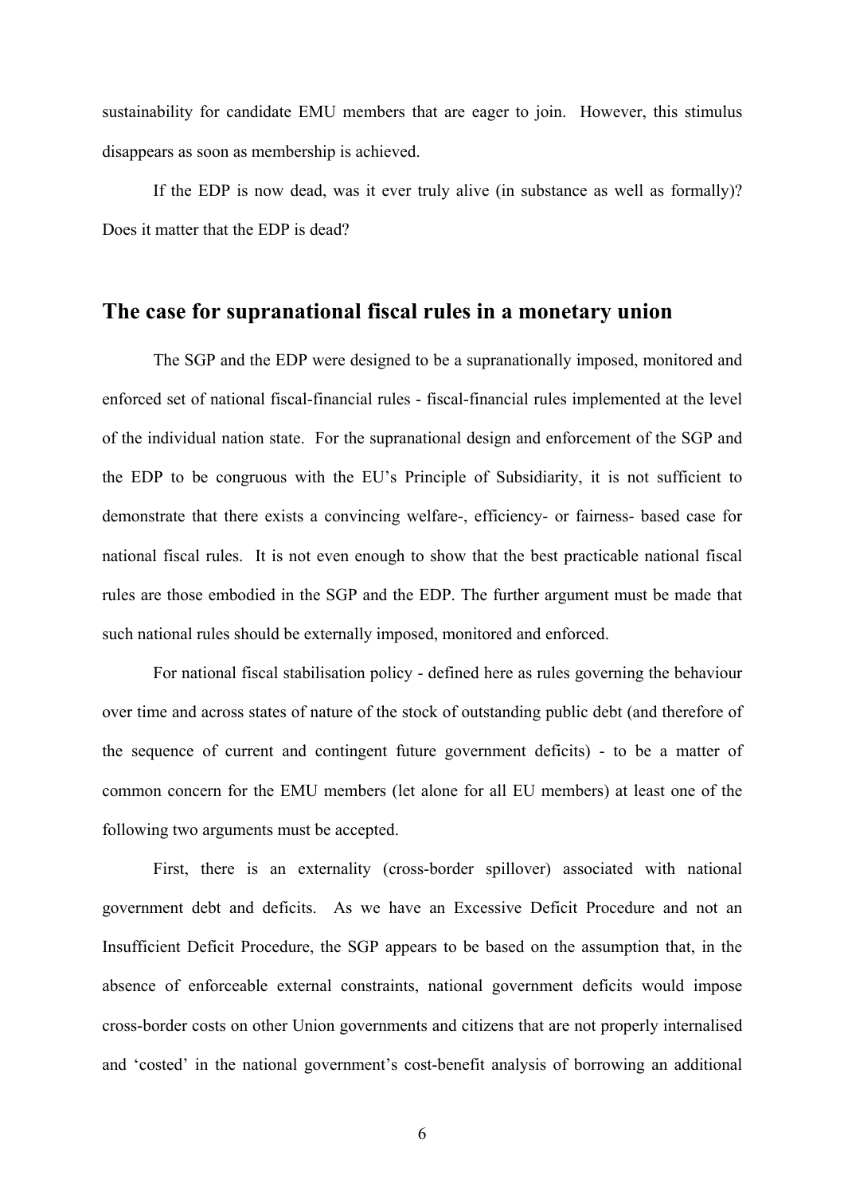sustainability for candidate EMU members that are eager to join. However, this stimulus disappears as soon as membership is achieved.

If the EDP is now dead, was it ever truly alive (in substance as well as formally)? Does it matter that the EDP is dead?

## The case for supranational fiscal rules in a monetary union

The SGP and the EDP were designed to be a supranationally imposed, monitored and enforced set of national fiscal-financial rules - fiscal-financial rules implemented at the level of the individual nation state. For the supranational design and enforcement of the SGP and the EDP to be congruous with the EU's Principle of Subsidiarity, it is not sufficient to demonstrate that there exists a convincing welfare-, efficiency- or fairness- based case for national fiscal rules. It is not even enough to show that the best practicable national fiscal rules are those embodied in the SGP and the EDP. The further argument must be made that such national rules should be externally imposed, monitored and enforced.

For national fiscal stabilisation policy - defined here as rules governing the behaviour over time and across states of nature of the stock of outstanding public debt (and therefore of the sequence of current and contingent future government deficits) - to be a matter of common concern for the EMU members (let alone for all EU members) at least one of the following two arguments must be accepted.

First, there is an externality (cross-border spillover) associated with national government debt and deficits. As we have an Excessive Deficit Procedure and not an Insufficient Deficit Procedure, the SGP appears to be based on the assumption that, in the absence of enforceable external constraints, national government deficits would impose cross-border costs on other Union governments and citizens that are not properly internalised and 'costed' in the national government's cost-benefit analysis of borrowing an additional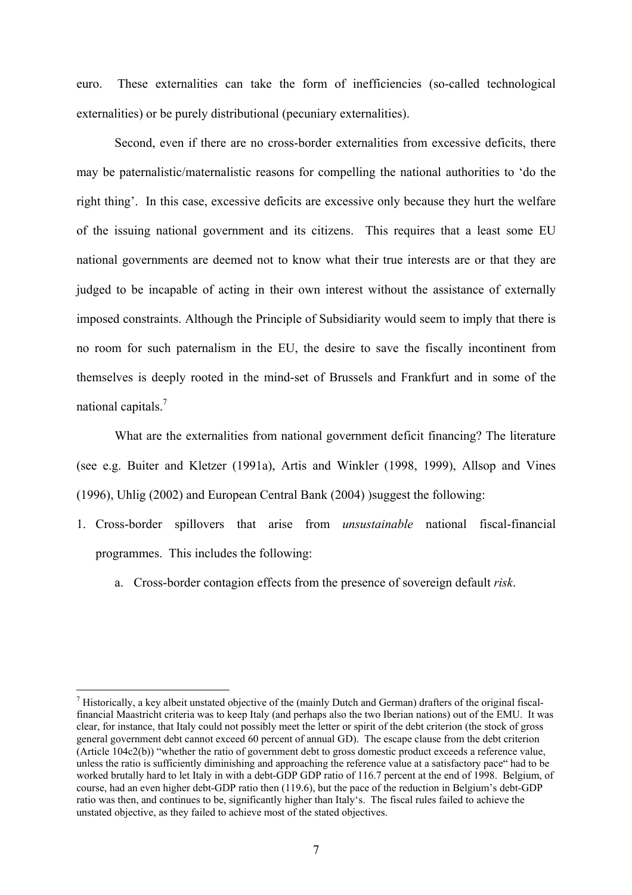euro. These externalities can take the form of inefficiencies (so-called technological externalities) or be purely distributional (pecuniary externalities).

Second, even if there are no cross-border externalities from excessive deficits, there may be paternalistic/maternalistic reasons for compelling the national authorities to 'do the right thing'. In this case, excessive deficits are excessive only because they hurt the welfare of the issuing national government and its citizens. This requires that a least some EU national governments are deemed not to know what their true interests are or that they are judged to be incapable of acting in their own interest without the assistance of externally imposed constraints. Although the Principle of Subsidiarity would seem to imply that there is no room for such paternalism in the EU, the desire to save the fiscally incontinent from themselves is deeply rooted in the mind-set of Brussels and Frankfurt and in some of the national capitals.[7]

What are the externalities from national government deficit financing? The literature (see e.g. Buiter and Kletzer (1991a), Artis and Winkler (1998, 1999), Allsop and Vines (1996), Uhlig (2002) and European Central Bank (2004) )suggest the following:

1. Cross-border spillovers that arise from *unsustainable* national fiscal-financial programmes. This includes the following:
   a. Cross-border contagion effects from the presence of sovereign default *risk*.

---

[7] Historically, a key albeit unstated objective of the (mainly Dutch and German) drafters of the original fiscal-financial Maastricht criteria was to keep Italy (and perhaps also the two Iberian nations) out of the EMU. It was clear, for instance, that Italy could not possibly meet the letter or spirit of the debt criterion (the stock of gross general government debt cannot exceed 60 percent of annual GD). The escape clause from the debt criterion (Article 104c2(b)) "whether the ratio of government debt to gross domestic product exceeds a reference value, unless the ratio is sufficiently diminishing and approaching the reference value at a satisfactory pace" had to be worked brutally hard to let Italy in with a debt-GDP GDP ratio of 116.7 percent at the end of 1998. Belgium, of course, had an even higher debt-GDP ratio then (119.6), but the pace of the reduction in Belgium's debt-GDP ratio was then, and continues to be, significantly higher than Italy's. The fiscal rules failed to achieve the unstated objective, as they failed to achieve most of the stated objectives.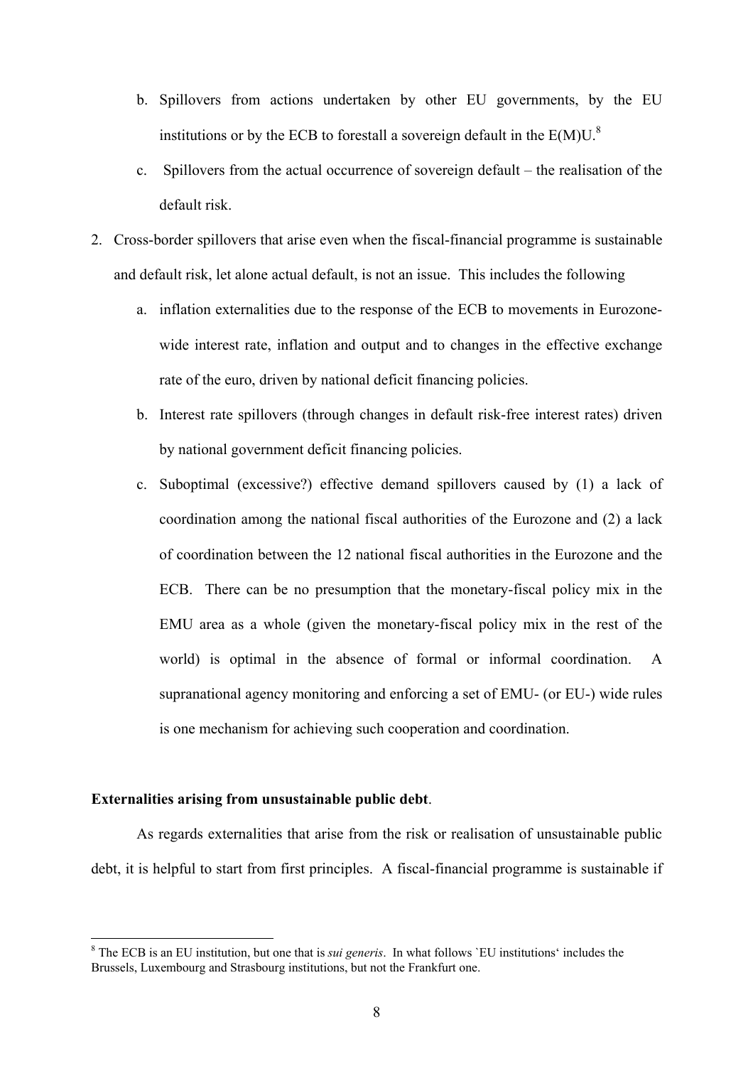b. Spillovers from actions undertaken by other EU governments, by the EU institutions or by the ECB to forestall a sovereign default in the E(M)U.[8]

   c. Spillovers from the actual occurrence of sovereign default – the realisation of the default risk.

2. Cross-border spillovers that arise even when the fiscal-financial programme is sustainable and default risk, let alone actual default, is not an issue. This includes the following

   a. inflation externalities due to the response of the ECB to movements in Eurozone-wide interest rate, inflation and output and to changes in the effective exchange rate of the euro, driven by national deficit financing policies.

   b. Interest rate spillovers (through changes in default risk-free interest rates) driven by national government deficit financing policies.

   c. Suboptimal (excessive?) effective demand spillovers caused by (1) a lack of coordination among the national fiscal authorities of the Eurozone and (2) a lack of coordination between the 12 national fiscal authorities in the Eurozone and the ECB. There can be no presumption that the monetary-fiscal policy mix in the EMU area as a whole (given the monetary-fiscal policy mix in the rest of the world) is optimal in the absence of formal or informal coordination. A supranational agency monitoring and enforcing a set of EMU- (or EU-) wide rules is one mechanism for achieving such cooperation and coordination.

**Externalities arising from unsustainable public debt**.

As regards externalities that arise from the risk or realisation of unsustainable public debt, it is helpful to start from first principles. A fiscal-financial programme is sustainable if

[8] The ECB is an EU institution, but one that is *sui generis*. In what follows `EU institutions' includes the Brussels, Luxembourg and Strasbourg institutions, but not the Frankfurt one.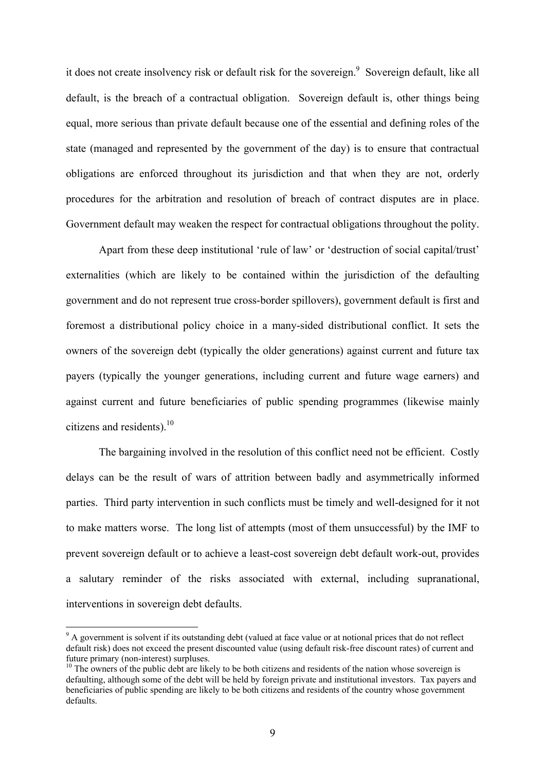it does not create insolvency risk or default risk for the sovereign.[9] Sovereign default, like all default, is the breach of a contractual obligation. Sovereign default is, other things being equal, more serious than private default because one of the essential and defining roles of the state (managed and represented by the government of the day) is to ensure that contractual obligations are enforced throughout its jurisdiction and that when they are not, orderly procedures for the arbitration and resolution of breach of contract disputes are in place. Government default may weaken the respect for contractual obligations throughout the polity.

Apart from these deep institutional 'rule of law' or 'destruction of social capital/trust' externalities (which are likely to be contained within the jurisdiction of the defaulting government and do not represent true cross-border spillovers), government default is first and foremost a distributional policy choice in a many-sided distributional conflict. It sets the owners of the sovereign debt (typically the older generations) against current and future tax payers (typically the younger generations, including current and future wage earners) and against current and future beneficiaries of public spending programmes (likewise mainly citizens and residents).[10]

The bargaining involved in the resolution of this conflict need not be efficient. Costly delays can be the result of wars of attrition between badly and asymmetrically informed parties. Third party intervention in such conflicts must be timely and well-designed for it not to make matters worse. The long list of attempts (most of them unsuccessful) by the IMF to prevent sovereign default or to achieve a least-cost sovereign debt default work-out, provides a salutary reminder of the risks associated with external, including supranational, interventions in sovereign debt defaults.

[9] A government is solvent if its outstanding debt (valued at face value or at notional prices that do not reflect default risk) does not exceed the present discounted value (using default risk-free discount rates) of current and future primary (non-interest) surpluses.

[10] The owners of the public debt are likely to be both citizens and residents of the nation whose sovereign is defaulting, although some of the debt will be held by foreign private and institutional investors. Tax payers and beneficiaries of public spending are likely to be both citizens and residents of the country whose government defaults.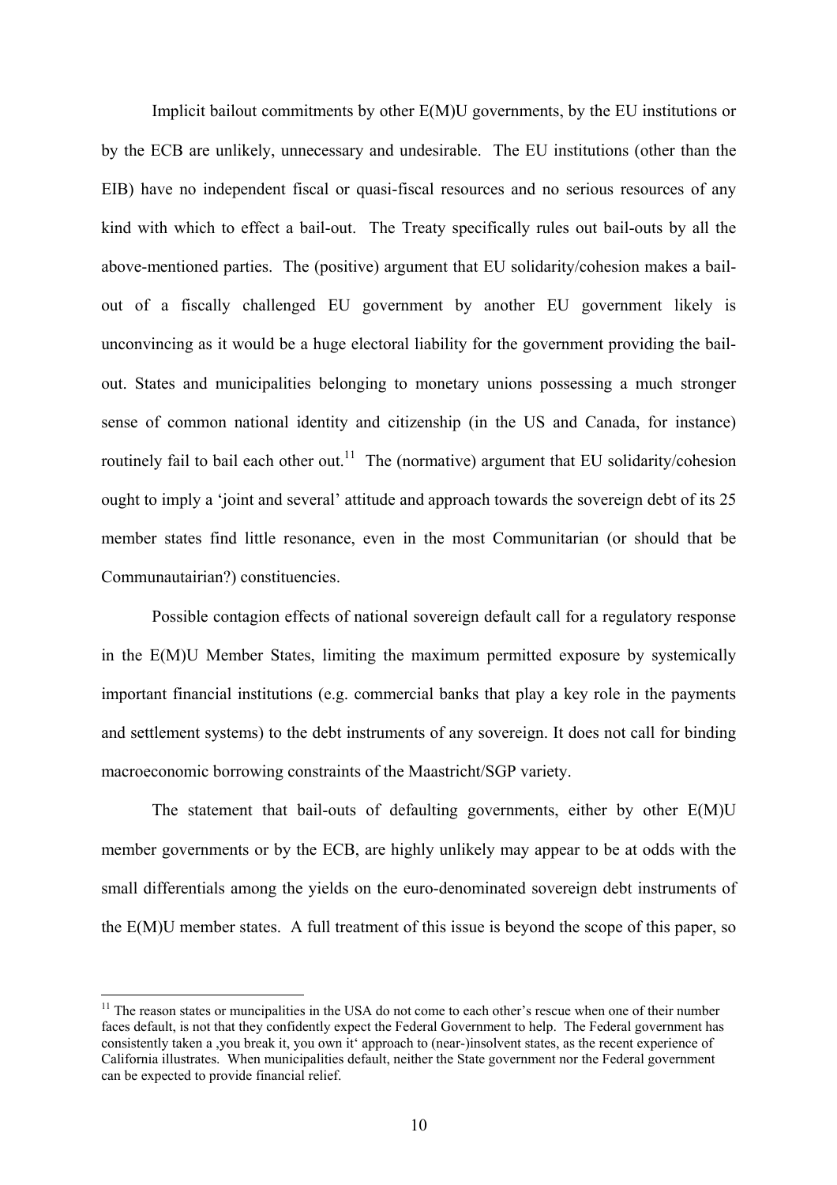Implicit bailout commitments by other E(M)U governments, by the EU institutions or by the ECB are unlikely, unnecessary and undesirable. The EU institutions (other than the EIB) have no independent fiscal or quasi-fiscal resources and no serious resources of any kind with which to effect a bail-out. The Treaty specifically rules out bail-outs by all the above-mentioned parties. The (positive) argument that EU solidarity/cohesion makes a bail-out of a fiscally challenged EU government by another EU government likely is unconvincing as it would be a huge electoral liability for the government providing the bail-out. States and municipalities belonging to monetary unions possessing a much stronger sense of common national identity and citizenship (in the US and Canada, for instance) routinely fail to bail each other out.[11] The (normative) argument that EU solidarity/cohesion ought to imply a 'joint and several' attitude and approach towards the sovereign debt of its 25 member states find little resonance, even in the most Communitarian (or should that be Communautairian?) constituencies.

Possible contagion effects of national sovereign default call for a regulatory response in the E(M)U Member States, limiting the maximum permitted exposure by systemically important financial institutions (e.g. commercial banks that play a key role in the payments and settlement systems) to the debt instruments of any sovereign. It does not call for binding macroeconomic borrowing constraints of the Maastricht/SGP variety.

The statement that bail-outs of defaulting governments, either by other E(M)U member governments or by the ECB, are highly unlikely may appear to be at odds with the small differentials among the yields on the euro-denominated sovereign debt instruments of the E(M)U member states. A full treatment of this issue is beyond the scope of this paper, so

---

[11] The reason states or muncipalities in the USA do not come to each other's rescue when one of their number faces default, is not that they confidently expect the Federal Government to help. The Federal government has consistently taken a ‚you break it, you own it' approach to (near-)insolvent states, as the recent experience of California illustrates. When municipalities default, neither the State government nor the Federal government can be expected to provide financial relief.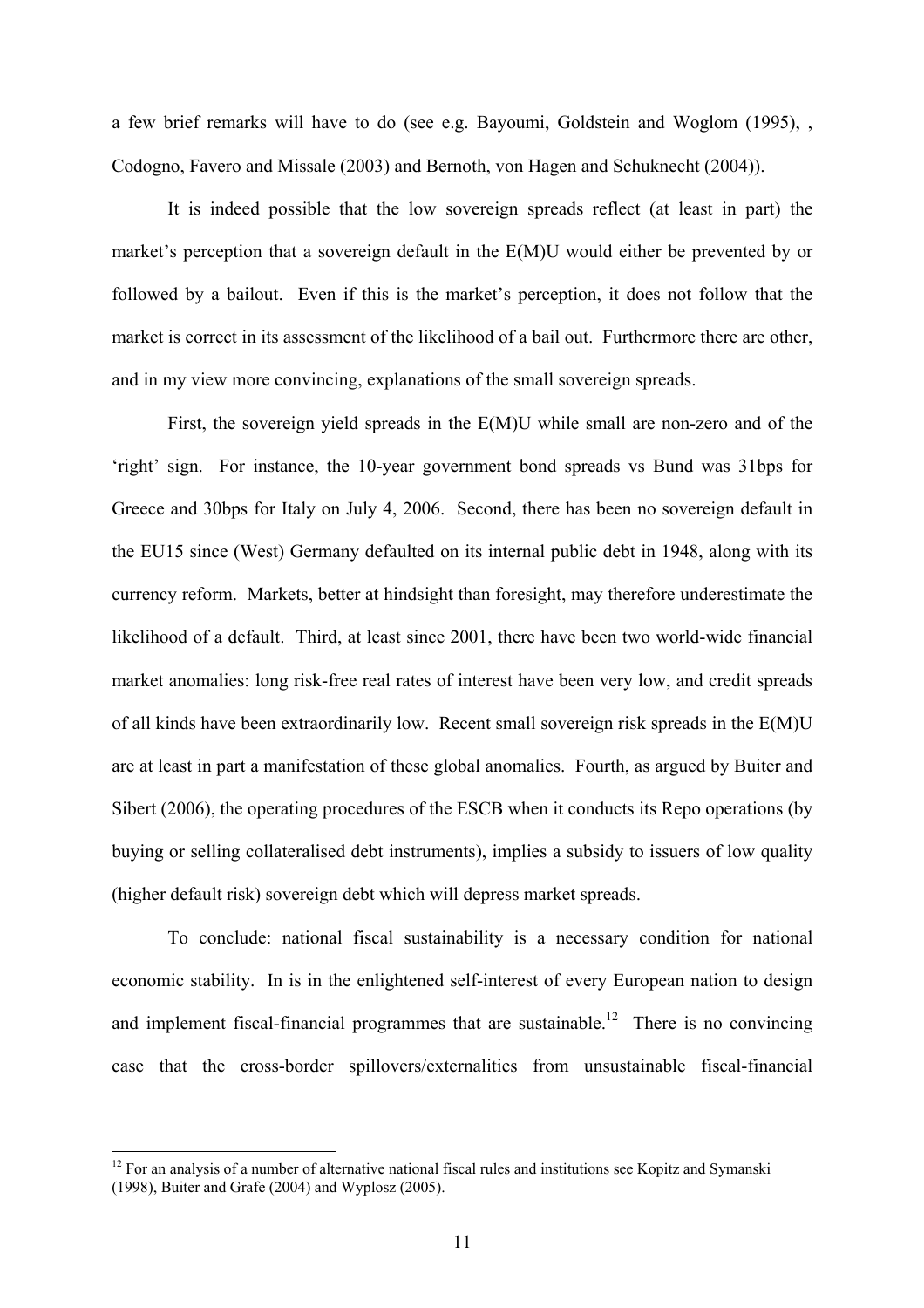a few brief remarks will have to do (see e.g. Bayoumi, Goldstein and Woglom (1995), , Codogno, Favero and Missale (2003) and Bernoth, von Hagen and Schuknecht (2004)).

It is indeed possible that the low sovereign spreads reflect (at least in part) the market's perception that a sovereign default in the E(M)U would either be prevented by or followed by a bailout. Even if this is the market's perception, it does not follow that the market is correct in its assessment of the likelihood of a bail out. Furthermore there are other, and in my view more convincing, explanations of the small sovereign spreads.

First, the sovereign yield spreads in the E(M)U while small are non-zero and of the 'right' sign. For instance, the 10-year government bond spreads vs Bund was 31bps for Greece and 30bps for Italy on July 4, 2006. Second, there has been no sovereign default in the EU15 since (West) Germany defaulted on its internal public debt in 1948, along with its currency reform. Markets, better at hindsight than foresight, may therefore underestimate the likelihood of a default. Third, at least since 2001, there have been two world-wide financial market anomalies: long risk-free real rates of interest have been very low, and credit spreads of all kinds have been extraordinarily low. Recent small sovereign risk spreads in the E(M)U are at least in part a manifestation of these global anomalies. Fourth, as argued by Buiter and Sibert (2006), the operating procedures of the ESCB when it conducts its Repo operations (by buying or selling collateralised debt instruments), implies a subsidy to issuers of low quality (higher default risk) sovereign debt which will depress market spreads.

To conclude: national fiscal sustainability is a necessary condition for national economic stability. In is in the enlightened self-interest of every European nation to design and implement fiscal-financial programmes that are sustainable.[12] There is no convincing case that the cross-border spillovers/externalities from unsustainable fiscal-financial

[12] For an analysis of a number of alternative national fiscal rules and institutions see Kopitz and Symanski (1998), Buiter and Grafe (2004) and Wyplosz (2005).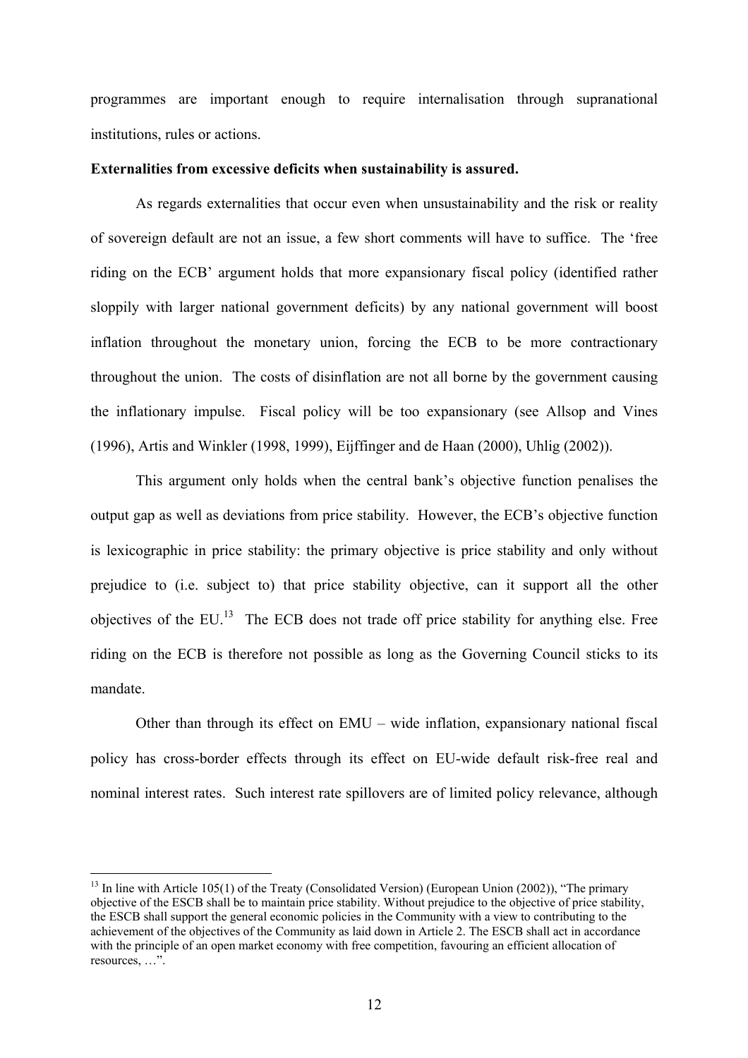programmes are important enough to require internalisation through supranational institutions, rules or actions.

**Externalities from excessive deficits when sustainability is assured.**

As regards externalities that occur even when unsustainability and the risk or reality of sovereign default are not an issue, a few short comments will have to suffice. The 'free riding on the ECB' argument holds that more expansionary fiscal policy (identified rather sloppily with larger national government deficits) by any national government will boost inflation throughout the monetary union, forcing the ECB to be more contractionary throughout the union. The costs of disinflation are not all borne by the government causing the inflationary impulse. Fiscal policy will be too expansionary (see Allsop and Vines (1996), Artis and Winkler (1998, 1999), Eijffinger and de Haan (2000), Uhlig (2002)).

This argument only holds when the central bank's objective function penalises the output gap as well as deviations from price stability. However, the ECB's objective function is lexicographic in price stability: the primary objective is price stability and only without prejudice to (i.e. subject to) that price stability objective, can it support all the other objectives of the EU.[13] The ECB does not trade off price stability for anything else. Free riding on the ECB is therefore not possible as long as the Governing Council sticks to its mandate.

Other than through its effect on EMU – wide inflation, expansionary national fiscal policy has cross-border effects through its effect on EU-wide default risk-free real and nominal interest rates. Such interest rate spillovers are of limited policy relevance, although

---

[13] In line with Article 105(1) of the Treaty (Consolidated Version) (European Union (2002)), "The primary objective of the ESCB shall be to maintain price stability. Without prejudice to the objective of price stability, the ESCB shall support the general economic policies in the Community with a view to contributing to the achievement of the objectives of the Community as laid down in Article 2. The ESCB shall act in accordance with the principle of an open market economy with free competition, favouring an efficient allocation of resources, …".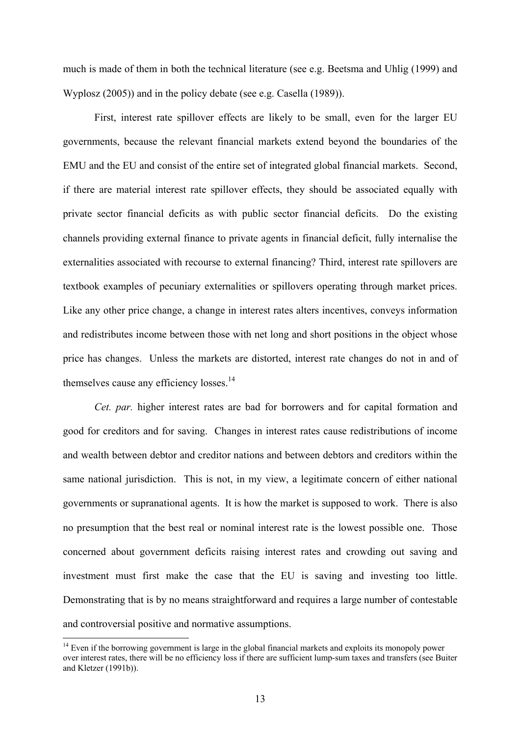much is made of them in both the technical literature (see e.g. Beetsma and Uhlig (1999) and Wyplosz (2005)) and in the policy debate (see e.g. Casella (1989)).

First, interest rate spillover effects are likely to be small, even for the larger EU governments, because the relevant financial markets extend beyond the boundaries of the EMU and the EU and consist of the entire set of integrated global financial markets. Second, if there are material interest rate spillover effects, they should be associated equally with private sector financial deficits as with public sector financial deficits. Do the existing channels providing external finance to private agents in financial deficit, fully internalise the externalities associated with recourse to external financing? Third, interest rate spillovers are textbook examples of pecuniary externalities or spillovers operating through market prices. Like any other price change, a change in interest rates alters incentives, conveys information and redistributes income between those with net long and short positions in the object whose price has changes. Unless the markets are distorted, interest rate changes do not in and of themselves cause any efficiency losses.[14]

*Cet. par.* higher interest rates are bad for borrowers and for capital formation and good for creditors and for saving. Changes in interest rates cause redistributions of income and wealth between debtor and creditor nations and between debtors and creditors within the same national jurisdiction. This is not, in my view, a legitimate concern of either national governments or supranational agents. It is how the market is supposed to work. There is also no presumption that the best real or nominal interest rate is the lowest possible one. Those concerned about government deficits raising interest rates and crowding out saving and investment must first make the case that the EU is saving and investing too little. Demonstrating that is by no means straightforward and requires a large number of contestable and controversial positive and normative assumptions.

[14] Even if the borrowing government is large in the global financial markets and exploits its monopoly power over interest rates, there will be no efficiency loss if there are sufficient lump-sum taxes and transfers (see Buiter and Kletzer (1991b)).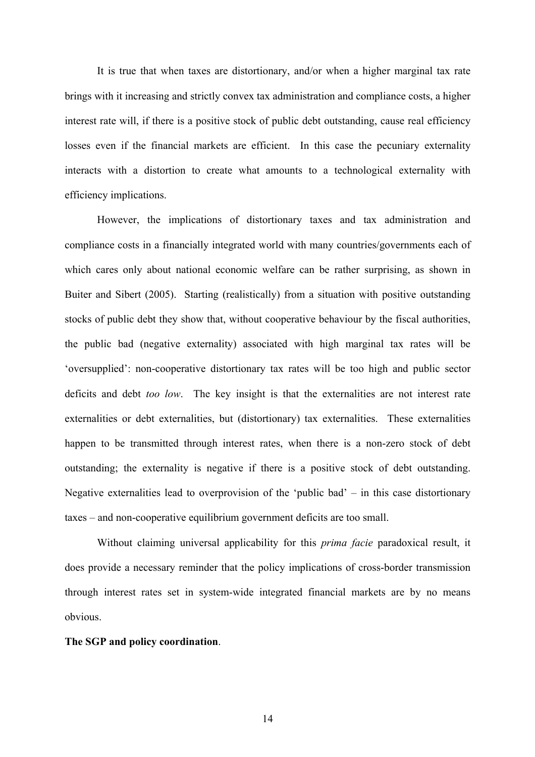It is true that when taxes are distortionary, and/or when a higher marginal tax rate brings with it increasing and strictly convex tax administration and compliance costs, a higher interest rate will, if there is a positive stock of public debt outstanding, cause real efficiency losses even if the financial markets are efficient. In this case the pecuniary externality interacts with a distortion to create what amounts to a technological externality with efficiency implications.

However, the implications of distortionary taxes and tax administration and compliance costs in a financially integrated world with many countries/governments each of which cares only about national economic welfare can be rather surprising, as shown in Buiter and Sibert (2005). Starting (realistically) from a situation with positive outstanding stocks of public debt they show that, without cooperative behaviour by the fiscal authorities, the public bad (negative externality) associated with high marginal tax rates will be 'oversupplied': non-cooperative distortionary tax rates will be too high and public sector deficits and debt *too low*. The key insight is that the externalities are not interest rate externalities or debt externalities, but (distortionary) tax externalities. These externalities happen to be transmitted through interest rates, when there is a non-zero stock of debt outstanding; the externality is negative if there is a positive stock of debt outstanding. Negative externalities lead to overprovision of the 'public bad' – in this case distortionary taxes – and non-cooperative equilibrium government deficits are too small.

Without claiming universal applicability for this *prima facie* paradoxical result, it does provide a necessary reminder that the policy implications of cross-border transmission through interest rates set in system-wide integrated financial markets are by no means obvious.

**The SGP and policy coordination**.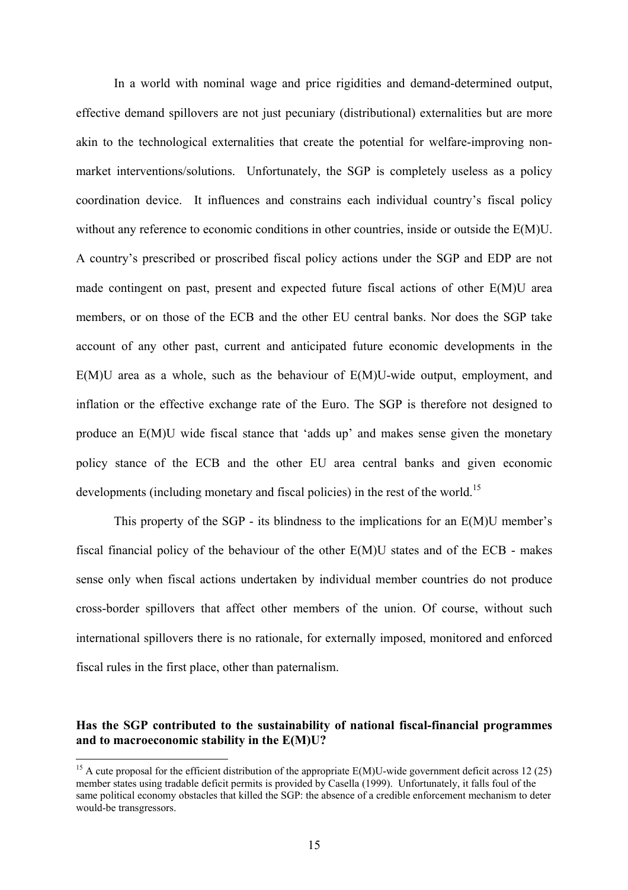In a world with nominal wage and price rigidities and demand-determined output, effective demand spillovers are not just pecuniary (distributional) externalities but are more akin to the technological externalities that create the potential for welfare-improving non-market interventions/solutions. Unfortunately, the SGP is completely useless as a policy coordination device. It influences and constrains each individual country's fiscal policy without any reference to economic conditions in other countries, inside or outside the E(M)U. A country's prescribed or proscribed fiscal policy actions under the SGP and EDP are not made contingent on past, present and expected future fiscal actions of other E(M)U area members, or on those of the ECB and the other EU central banks. Nor does the SGP take account of any other past, current and anticipated future economic developments in the E(M)U area as a whole, such as the behaviour of E(M)U-wide output, employment, and inflation or the effective exchange rate of the Euro. The SGP is therefore not designed to produce an E(M)U wide fiscal stance that 'adds up' and makes sense given the monetary policy stance of the ECB and the other EU area central banks and given economic developments (including monetary and fiscal policies) in the rest of the world.[15]

This property of the SGP - its blindness to the implications for an E(M)U member's fiscal financial policy of the behaviour of the other E(M)U states and of the ECB - makes sense only when fiscal actions undertaken by individual member countries do not produce cross-border spillovers that affect other members of the union. Of course, without such international spillovers there is no rationale, for externally imposed, monitored and enforced fiscal rules in the first place, other than paternalism.

**Has the SGP contributed to the sustainability of national fiscal-financial programmes and to macroeconomic stability in the E(M)U?**

[15] A cute proposal for the efficient distribution of the appropriate E(M)U-wide government deficit across 12 (25) member states using tradable deficit permits is provided by Casella (1999). Unfortunately, it falls foul of the same political economy obstacles that killed the SGP: the absence of a credible enforcement mechanism to deter would-be transgressors.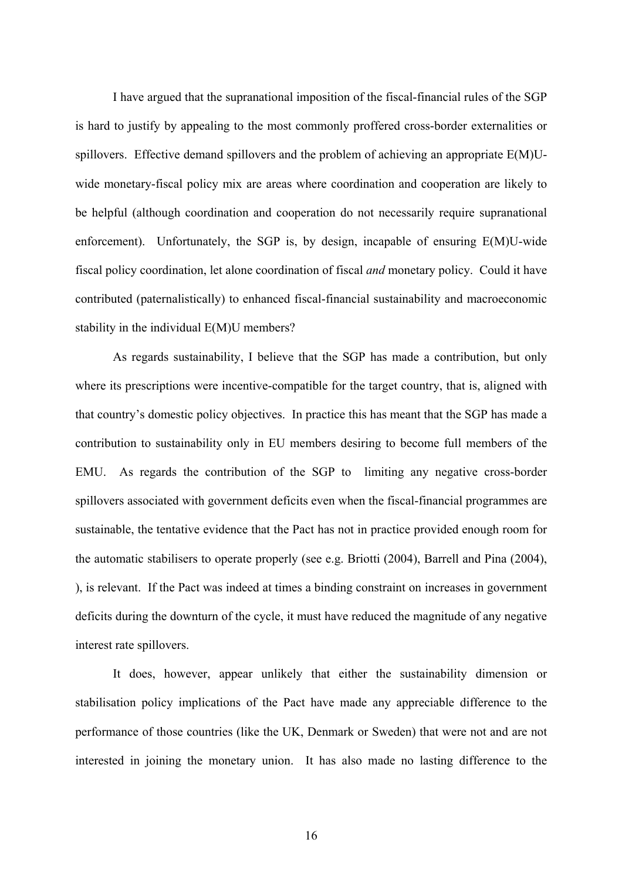I have argued that the supranational imposition of the fiscal-financial rules of the SGP is hard to justify by appealing to the most commonly proffered cross-border externalities or spillovers. Effective demand spillovers and the problem of achieving an appropriate E(M)U-wide monetary-fiscal policy mix are areas where coordination and cooperation are likely to be helpful (although coordination and cooperation do not necessarily require supranational enforcement). Unfortunately, the SGP is, by design, incapable of ensuring E(M)U-wide fiscal policy coordination, let alone coordination of fiscal *and* monetary policy. Could it have contributed (paternalistically) to enhanced fiscal-financial sustainability and macroeconomic stability in the individual E(M)U members?

As regards sustainability, I believe that the SGP has made a contribution, but only where its prescriptions were incentive-compatible for the target country, that is, aligned with that country's domestic policy objectives. In practice this has meant that the SGP has made a contribution to sustainability only in EU members desiring to become full members of the EMU. As regards the contribution of the SGP to limiting any negative cross-border spillovers associated with government deficits even when the fiscal-financial programmes are sustainable, the tentative evidence that the Pact has not in practice provided enough room for the automatic stabilisers to operate properly (see e.g. Briotti (2004), Barrell and Pina (2004), ), is relevant. If the Pact was indeed at times a binding constraint on increases in government deficits during the downturn of the cycle, it must have reduced the magnitude of any negative interest rate spillovers.

It does, however, appear unlikely that either the sustainability dimension or stabilisation policy implications of the Pact have made any appreciable difference to the performance of those countries (like the UK, Denmark or Sweden) that were not and are not interested in joining the monetary union. It has also made no lasting difference to the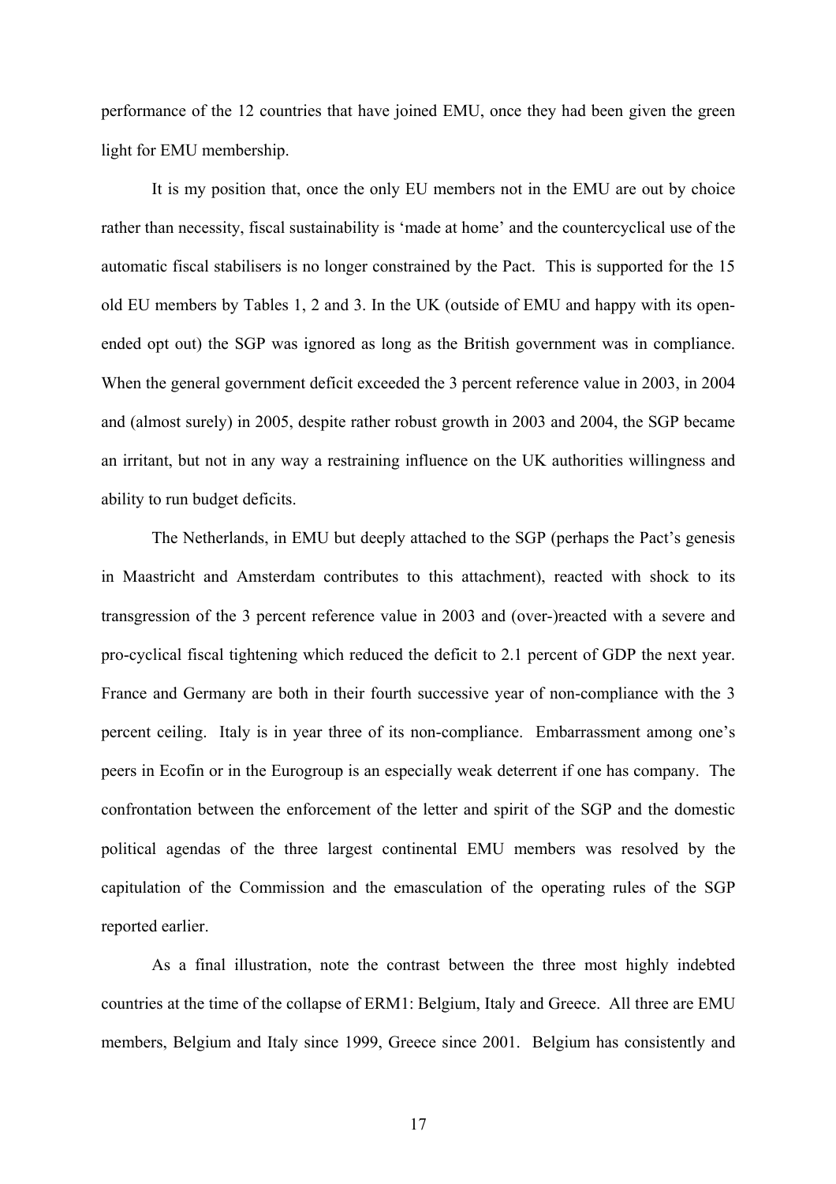performance of the 12 countries that have joined EMU, once they had been given the green light for EMU membership.

It is my position that, once the only EU members not in the EMU are out by choice rather than necessity, fiscal sustainability is 'made at home' and the countercyclical use of the automatic fiscal stabilisers is no longer constrained by the Pact. This is supported for the 15 old EU members by Tables 1, 2 and 3. In the UK (outside of EMU and happy with its open-ended opt out) the SGP was ignored as long as the British government was in compliance. When the general government deficit exceeded the 3 percent reference value in 2003, in 2004 and (almost surely) in 2005, despite rather robust growth in 2003 and 2004, the SGP became an irritant, but not in any way a restraining influence on the UK authorities willingness and ability to run budget deficits.

The Netherlands, in EMU but deeply attached to the SGP (perhaps the Pact's genesis in Maastricht and Amsterdam contributes to this attachment), reacted with shock to its transgression of the 3 percent reference value in 2003 and (over-)reacted with a severe and pro-cyclical fiscal tightening which reduced the deficit to 2.1 percent of GDP the next year. France and Germany are both in their fourth successive year of non-compliance with the 3 percent ceiling. Italy is in year three of its non-compliance. Embarrassment among one's peers in Ecofin or in the Eurogroup is an especially weak deterrent if one has company. The confrontation between the enforcement of the letter and spirit of the SGP and the domestic political agendas of the three largest continental EMU members was resolved by the capitulation of the Commission and the emasculation of the operating rules of the SGP reported earlier.

As a final illustration, note the contrast between the three most highly indebted countries at the time of the collapse of ERM1: Belgium, Italy and Greece. All three are EMU members, Belgium and Italy since 1999, Greece since 2001. Belgium has consistently and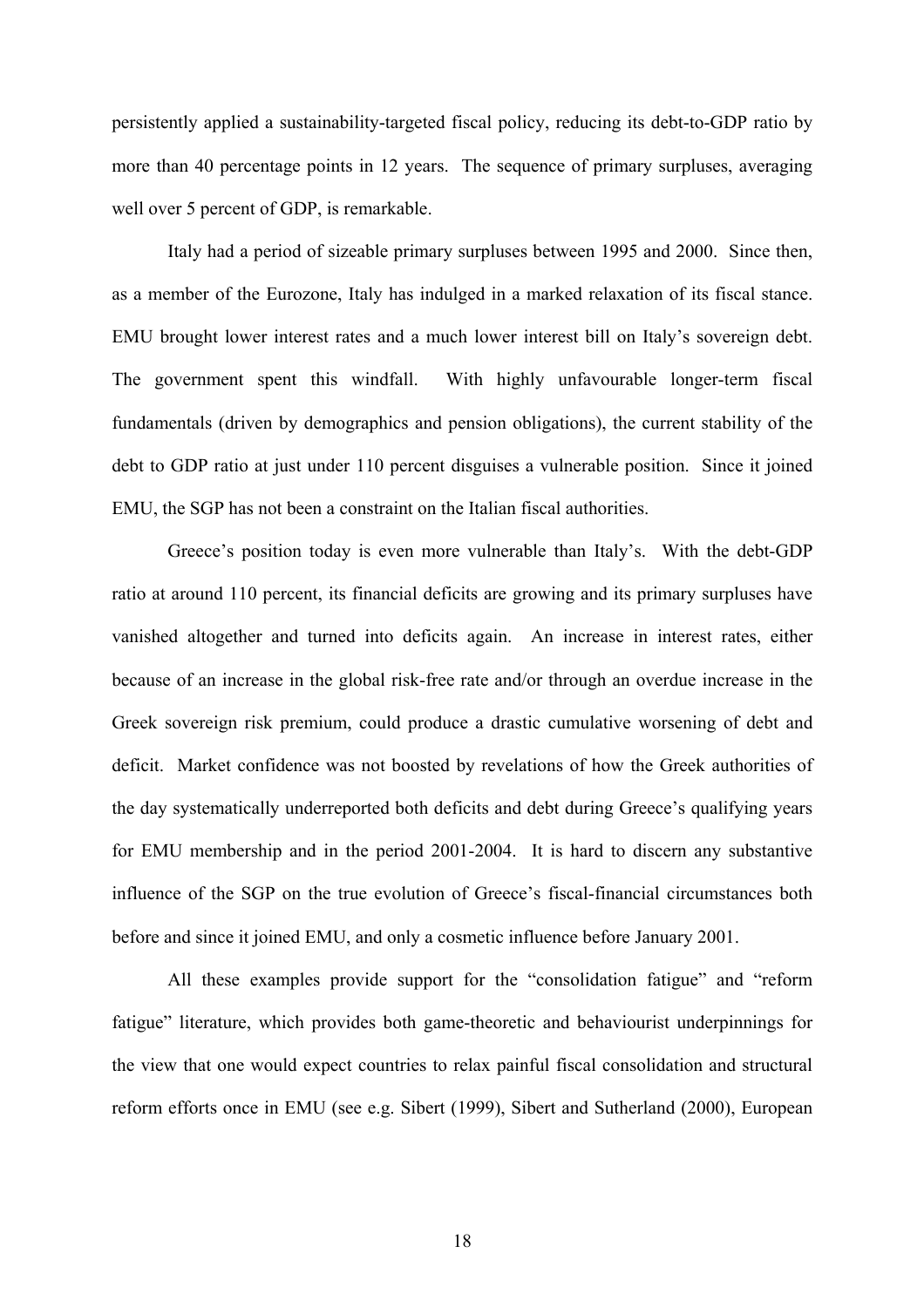persistently applied a sustainability-targeted fiscal policy, reducing its debt-to-GDP ratio by more than 40 percentage points in 12 years. The sequence of primary surpluses, averaging well over 5 percent of GDP, is remarkable.

Italy had a period of sizeable primary surpluses between 1995 and 2000. Since then, as a member of the Eurozone, Italy has indulged in a marked relaxation of its fiscal stance. EMU brought lower interest rates and a much lower interest bill on Italy's sovereign debt. The government spent this windfall. With highly unfavourable longer-term fiscal fundamentals (driven by demographics and pension obligations), the current stability of the debt to GDP ratio at just under 110 percent disguises a vulnerable position. Since it joined EMU, the SGP has not been a constraint on the Italian fiscal authorities.

Greece's position today is even more vulnerable than Italy's. With the debt-GDP ratio at around 110 percent, its financial deficits are growing and its primary surpluses have vanished altogether and turned into deficits again. An increase in interest rates, either because of an increase in the global risk-free rate and/or through an overdue increase in the Greek sovereign risk premium, could produce a drastic cumulative worsening of debt and deficit. Market confidence was not boosted by revelations of how the Greek authorities of the day systematically underreported both deficits and debt during Greece's qualifying years for EMU membership and in the period 2001-2004. It is hard to discern any substantive influence of the SGP on the true evolution of Greece's fiscal-financial circumstances both before and since it joined EMU, and only a cosmetic influence before January 2001.

All these examples provide support for the "consolidation fatigue" and "reform fatigue" literature, which provides both game-theoretic and behaviourist underpinnings for the view that one would expect countries to relax painful fiscal consolidation and structural reform efforts once in EMU (see e.g. Sibert (1999), Sibert and Sutherland (2000), European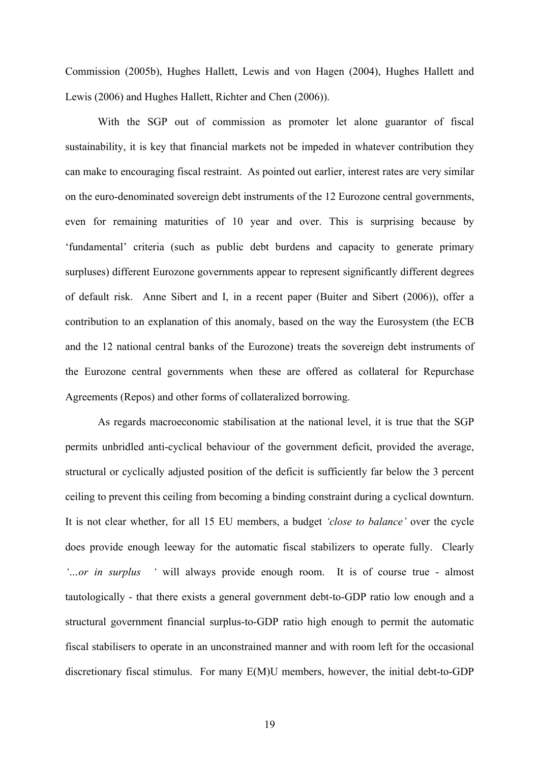Commission (2005b), Hughes Hallett, Lewis and von Hagen (2004), Hughes Hallett and Lewis (2006) and Hughes Hallett, Richter and Chen (2006)).

With the SGP out of commission as promoter let alone guarantor of fiscal sustainability, it is key that financial markets not be impeded in whatever contribution they can make to encouraging fiscal restraint. As pointed out earlier, interest rates are very similar on the euro-denominated sovereign debt instruments of the 12 Eurozone central governments, even for remaining maturities of 10 year and over. This is surprising because by 'fundamental' criteria (such as public debt burdens and capacity to generate primary surpluses) different Eurozone governments appear to represent significantly different degrees of default risk. Anne Sibert and I, in a recent paper (Buiter and Sibert (2006)), offer a contribution to an explanation of this anomaly, based on the way the Eurosystem (the ECB and the 12 national central banks of the Eurozone) treats the sovereign debt instruments of the Eurozone central governments when these are offered as collateral for Repurchase Agreements (Repos) and other forms of collateralized borrowing.

As regards macroeconomic stabilisation at the national level, it is true that the SGP permits unbridled anti-cyclical behaviour of the government deficit, provided the average, structural or cyclically adjusted position of the deficit is sufficiently far below the 3 percent ceiling to prevent this ceiling from becoming a binding constraint during a cyclical downturn. It is not clear whether, for all 15 EU members, a budget *'close to balance'* over the cycle does provide enough leeway for the automatic fiscal stabilizers to operate fully. Clearly *'…or in surplus '* will always provide enough room. It is of course true - almost tautologically - that there exists a general government debt-to-GDP ratio low enough and a structural government financial surplus-to-GDP ratio high enough to permit the automatic fiscal stabilisers to operate in an unconstrained manner and with room left for the occasional discretionary fiscal stimulus. For many E(M)U members, however, the initial debt-to-GDP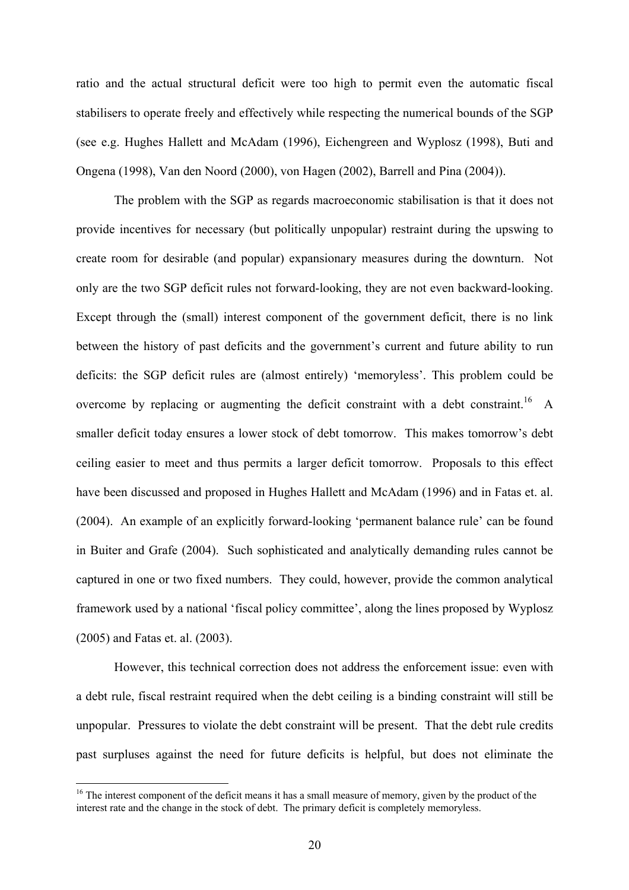ratio and the actual structural deficit were too high to permit even the automatic fiscal stabilisers to operate freely and effectively while respecting the numerical bounds of the SGP (see e.g. Hughes Hallett and McAdam (1996), Eichengreen and Wyplosz (1998), Buti and Ongena (1998), Van den Noord (2000), von Hagen (2002), Barrell and Pina (2004)).

The problem with the SGP as regards macroeconomic stabilisation is that it does not provide incentives for necessary (but politically unpopular) restraint during the upswing to create room for desirable (and popular) expansionary measures during the downturn. Not only are the two SGP deficit rules not forward-looking, they are not even backward-looking. Except through the (small) interest component of the government deficit, there is no link between the history of past deficits and the government's current and future ability to run deficits: the SGP deficit rules are (almost entirely) 'memoryless'. This problem could be overcome by replacing or augmenting the deficit constraint with a debt constraint.[16] A smaller deficit today ensures a lower stock of debt tomorrow. This makes tomorrow's debt ceiling easier to meet and thus permits a larger deficit tomorrow. Proposals to this effect have been discussed and proposed in Hughes Hallett and McAdam (1996) and in Fatas et. al. (2004). An example of an explicitly forward-looking 'permanent balance rule' can be found in Buiter and Grafe (2004). Such sophisticated and analytically demanding rules cannot be captured in one or two fixed numbers. They could, however, provide the common analytical framework used by a national 'fiscal policy committee', along the lines proposed by Wyplosz (2005) and Fatas et. al. (2003).

However, this technical correction does not address the enforcement issue: even with a debt rule, fiscal restraint required when the debt ceiling is a binding constraint will still be unpopular. Pressures to violate the debt constraint will be present. That the debt rule credits past surpluses against the need for future deficits is helpful, but does not eliminate the

---

[16] The interest component of the deficit means it has a small measure of memory, given by the product of the interest rate and the change in the stock of debt. The primary deficit is completely memoryless.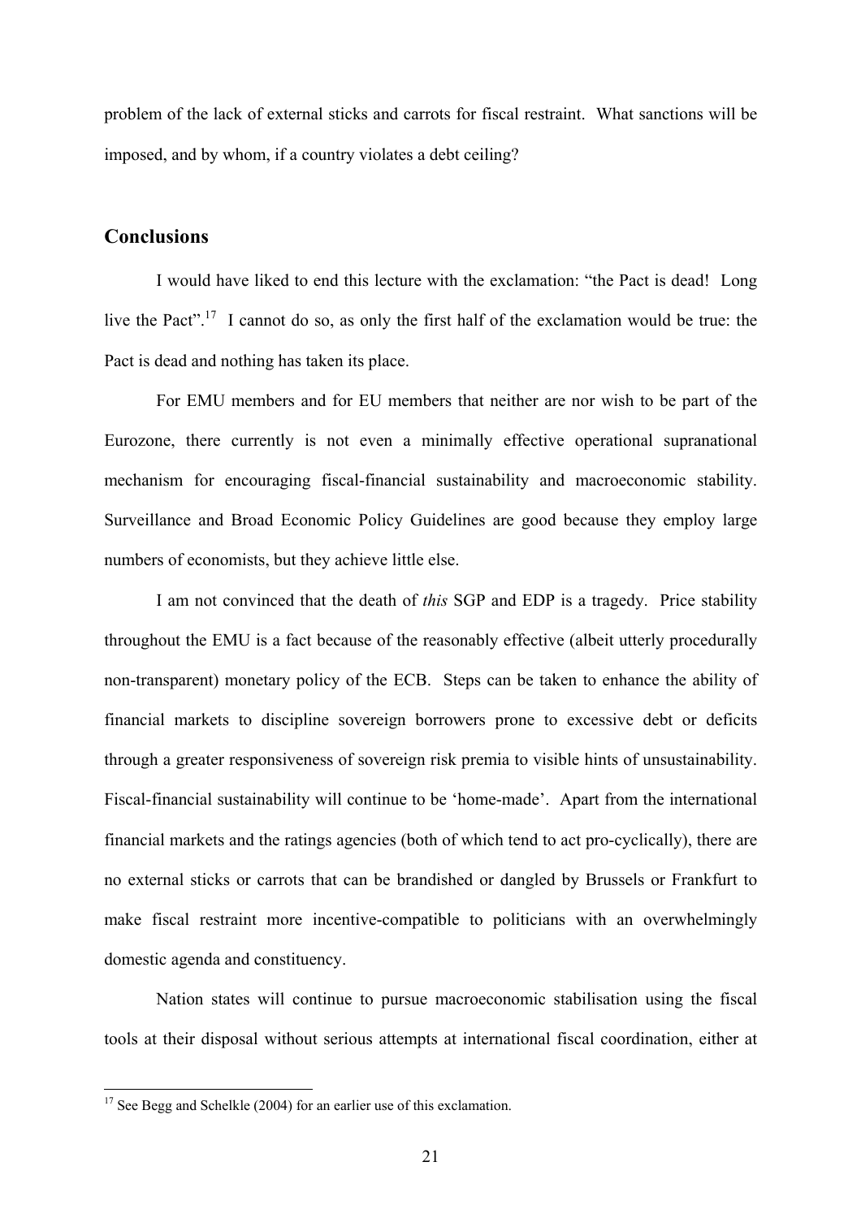problem of the lack of external sticks and carrots for fiscal restraint. What sanctions will be imposed, and by whom, if a country violates a debt ceiling?

## Conclusions

I would have liked to end this lecture with the exclamation: "the Pact is dead! Long live the Pact".[17] I cannot do so, as only the first half of the exclamation would be true: the Pact is dead and nothing has taken its place.

For EMU members and for EU members that neither are nor wish to be part of the Eurozone, there currently is not even a minimally effective operational supranational mechanism for encouraging fiscal-financial sustainability and macroeconomic stability. Surveillance and Broad Economic Policy Guidelines are good because they employ large numbers of economists, but they achieve little else.

I am not convinced that the death of *this* SGP and EDP is a tragedy. Price stability throughout the EMU is a fact because of the reasonably effective (albeit utterly procedurally non-transparent) monetary policy of the ECB. Steps can be taken to enhance the ability of financial markets to discipline sovereign borrowers prone to excessive debt or deficits through a greater responsiveness of sovereign risk premia to visible hints of unsustainability. Fiscal-financial sustainability will continue to be 'home-made'. Apart from the international financial markets and the ratings agencies (both of which tend to act pro-cyclically), there are no external sticks or carrots that can be brandished or dangled by Brussels or Frankfurt to make fiscal restraint more incentive-compatible to politicians with an overwhelmingly domestic agenda and constituency.

Nation states will continue to pursue macroeconomic stabilisation using the fiscal tools at their disposal without serious attempts at international fiscal coordination, either at

[17] See Begg and Schelkle (2004) for an earlier use of this exclamation.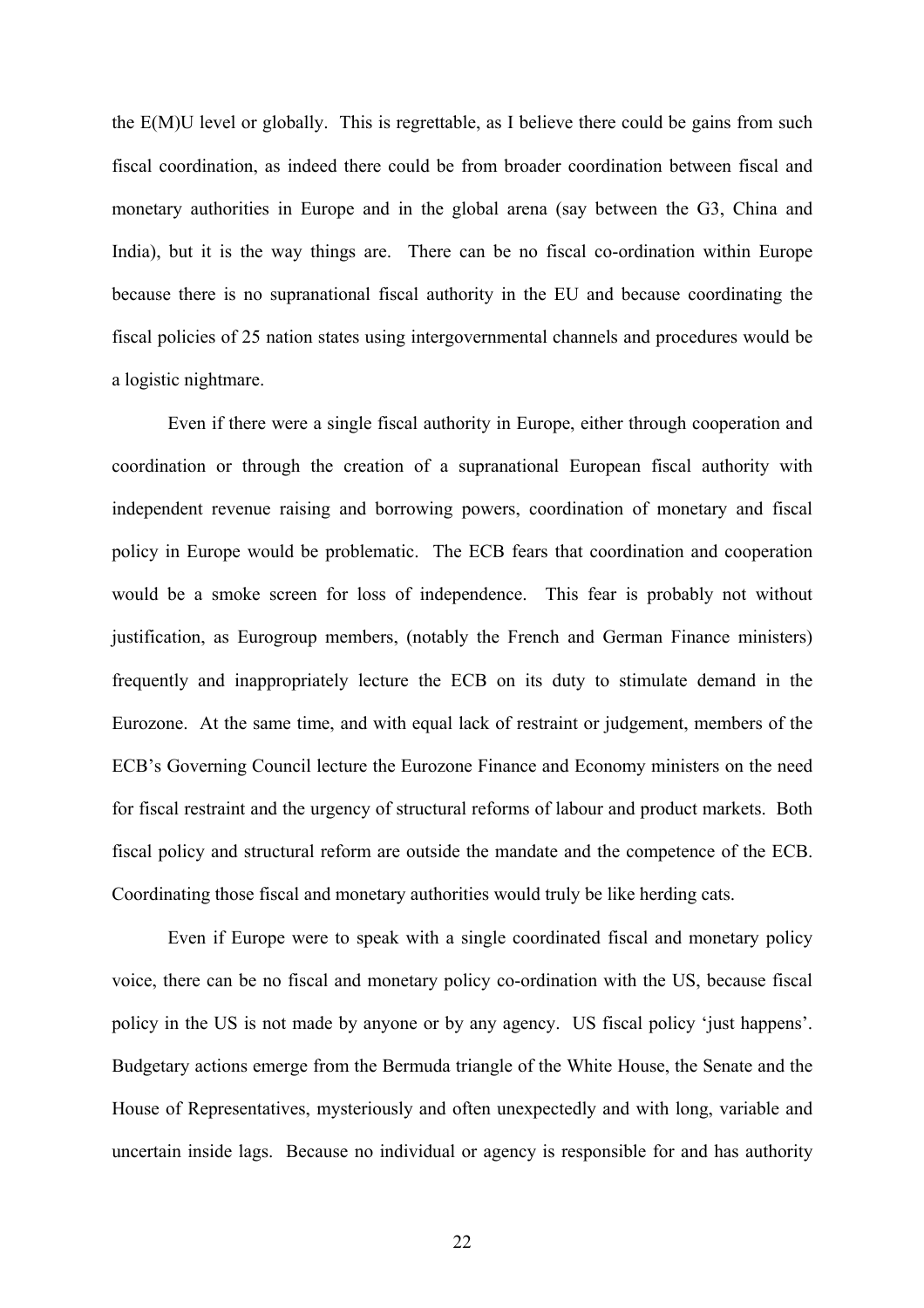the E(M)U level or globally. This is regrettable, as I believe there could be gains from such fiscal coordination, as indeed there could be from broader coordination between fiscal and monetary authorities in Europe and in the global arena (say between the G3, China and India), but it is the way things are. There can be no fiscal co-ordination within Europe because there is no supranational fiscal authority in the EU and because coordinating the fiscal policies of 25 nation states using intergovernmental channels and procedures would be a logistic nightmare.

Even if there were a single fiscal authority in Europe, either through cooperation and coordination or through the creation of a supranational European fiscal authority with independent revenue raising and borrowing powers, coordination of monetary and fiscal policy in Europe would be problematic. The ECB fears that coordination and cooperation would be a smoke screen for loss of independence. This fear is probably not without justification, as Eurogroup members, (notably the French and German Finance ministers) frequently and inappropriately lecture the ECB on its duty to stimulate demand in the Eurozone. At the same time, and with equal lack of restraint or judgement, members of the ECB's Governing Council lecture the Eurozone Finance and Economy ministers on the need for fiscal restraint and the urgency of structural reforms of labour and product markets. Both fiscal policy and structural reform are outside the mandate and the competence of the ECB. Coordinating those fiscal and monetary authorities would truly be like herding cats.

Even if Europe were to speak with a single coordinated fiscal and monetary policy voice, there can be no fiscal and monetary policy co-ordination with the US, because fiscal policy in the US is not made by anyone or by any agency. US fiscal policy 'just happens'. Budgetary actions emerge from the Bermuda triangle of the White House, the Senate and the House of Representatives, mysteriously and often unexpectedly and with long, variable and uncertain inside lags. Because no individual or agency is responsible for and has authority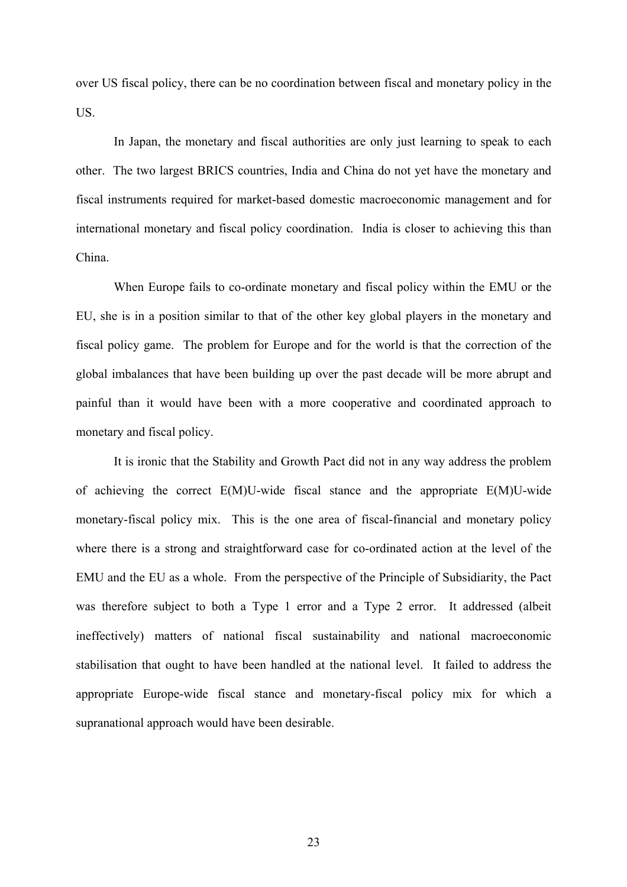over US fiscal policy, there can be no coordination between fiscal and monetary policy in the US.

In Japan, the monetary and fiscal authorities are only just learning to speak to each other. The two largest BRICS countries, India and China do not yet have the monetary and fiscal instruments required for market-based domestic macroeconomic management and for international monetary and fiscal policy coordination. India is closer to achieving this than China.

When Europe fails to co-ordinate monetary and fiscal policy within the EMU or the EU, she is in a position similar to that of the other key global players in the monetary and fiscal policy game. The problem for Europe and for the world is that the correction of the global imbalances that have been building up over the past decade will be more abrupt and painful than it would have been with a more cooperative and coordinated approach to monetary and fiscal policy.

It is ironic that the Stability and Growth Pact did not in any way address the problem of achieving the correct E(M)U-wide fiscal stance and the appropriate E(M)U-wide monetary-fiscal policy mix. This is the one area of fiscal-financial and monetary policy where there is a strong and straightforward case for co-ordinated action at the level of the EMU and the EU as a whole. From the perspective of the Principle of Subsidiarity, the Pact was therefore subject to both a Type 1 error and a Type 2 error. It addressed (albeit ineffectively) matters of national fiscal sustainability and national macroeconomic stabilisation that ought to have been handled at the national level. It failed to address the appropriate Europe-wide fiscal stance and monetary-fiscal policy mix for which a supranational approach would have been desirable.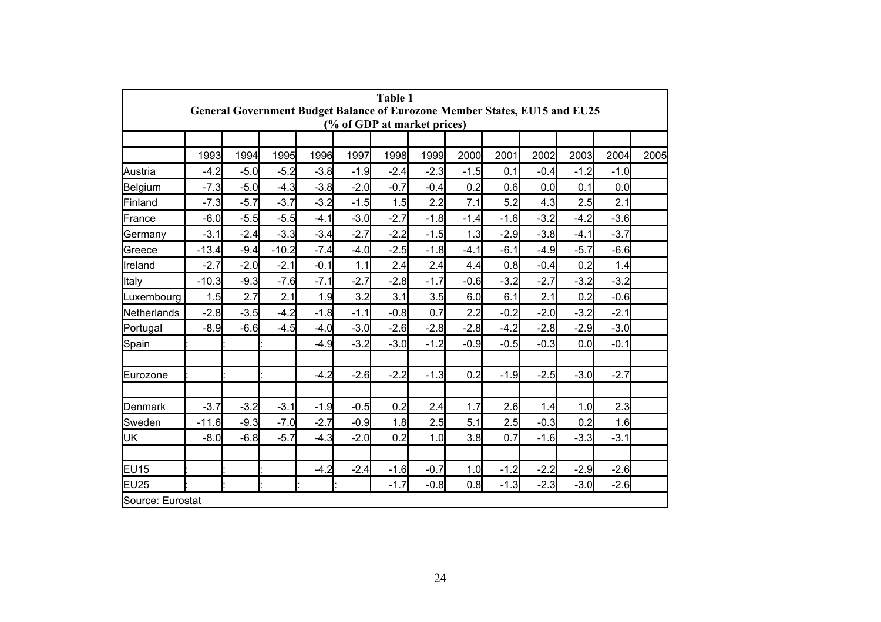**Table 1**
**General Government Budget Balance of Eurozone Member States, EU15 and EU25**
**(% of GDP at market prices)**

| | 1993 | 1994 | 1995 | 1996 | 1997 | 1998 | 1999 | 2000 | 2001 | 2002 | 2003 | 2004 | 2005 |
|---|---|---|---|---|---|---|---|---|---|---|---|---|---|
| Austria | -4.2 | -5.0 | -5.2 | -3.8 | -1.9 | -2.4 | -2.3 | -1.5 | 0.1 | -0.4 | -1.2 | -1.0 | |
| Belgium | -7.3 | -5.0 | -4.3 | -3.8 | -2.0 | -0.7 | -0.4 | 0.2 | 0.6 | 0.0 | 0.1 | 0.0 | |
| Finland | -7.3 | -5.7 | -3.7 | -3.2 | -1.5 | 1.5 | 2.2 | 7.1 | 5.2 | 4.3 | 2.5 | 2.1 | |
| France | -6.0 | -5.5 | -5.5 | -4.1 | -3.0 | -2.7 | -1.8 | -1.4 | -1.6 | -3.2 | -4.2 | -3.6 | |
| Germany | -3.1 | -2.4 | -3.3 | -3.4 | -2.7 | -2.2 | -1.5 | 1.3 | -2.9 | -3.8 | -4.1 | -3.7 | |
| Greece | -13.4 | -9.4 | -10.2 | -7.4 | -4.0 | -2.5 | -1.8 | -4.1 | -6.1 | -4.9 | -5.7 | -6.6 | |
| Ireland | -2.7 | -2.0 | -2.1 | -0.1 | 1.1 | 2.4 | 2.4 | 4.4 | 0.8 | -0.4 | 0.2 | 1.4 | |
| Italy | -10.3 | -9.3 | -7.6 | -7.1 | -2.7 | -2.8 | -1.7 | -0.6 | -3.2 | -2.7 | -3.2 | -3.2 | |
| Luxembourg | 1.5 | 2.7 | 2.1 | 1.9 | 3.2 | 3.1 | 3.5 | 6.0 | 6.1 | 2.1 | 0.2 | -0.6 | |
| Netherlands | -2.8 | -3.5 | -4.2 | -1.8 | -1.1 | -0.8 | 0.7 | 2.2 | -0.2 | -2.0 | -3.2 | -2.1 | |
| Portugal | -8.9 | -6.6 | -4.5 | -4.0 | -3.0 | -2.6 | -2.8 | -2.8 | -4.2 | -2.8 | -2.9 | -3.0 | |
| Spain | : | : | : | -4.9 | -3.2 | -3.0 | -1.2 | -0.9 | -0.5 | -0.3 | 0.0 | -0.1 | |
| | | | | | | | | | | | | | |
| Eurozone | : | : | : | -4.2 | -2.6 | -2.2 | -1.3 | 0.2 | -1.9 | -2.5 | -3.0 | -2.7 | |
| | | | | | | | | | | | | | |
| Denmark | -3.7 | -3.2 | -3.1 | -1.9 | -0.5 | 0.2 | 2.4 | 1.7 | 2.6 | 1.4 | 1.0 | 2.3 | |
| Sweden | -11.6 | -9.3 | -7.0 | -2.7 | -0.9 | 1.8 | 2.5 | 5.1 | 2.5 | -0.3 | 0.2 | 1.6 | |
| UK | -8.0 | -6.8 | -5.7 | -4.3 | -2.0 | 0.2 | 1.0 | 3.8 | 0.7 | -1.6 | -3.3 | -3.1 | |
| | | | | | | | | | | | | | |
| EU15 | : | : | : | -4.2 | -2.4 | -1.6 | -0.7 | 1.0 | -1.2 | -2.2 | -2.9 | -2.6 | |
| EU25 | : | : | : | : | : | -1.7 | -0.8 | 0.8 | -1.3 | -2.3 | -3.0 | -2.6 | |

Source: Eurostat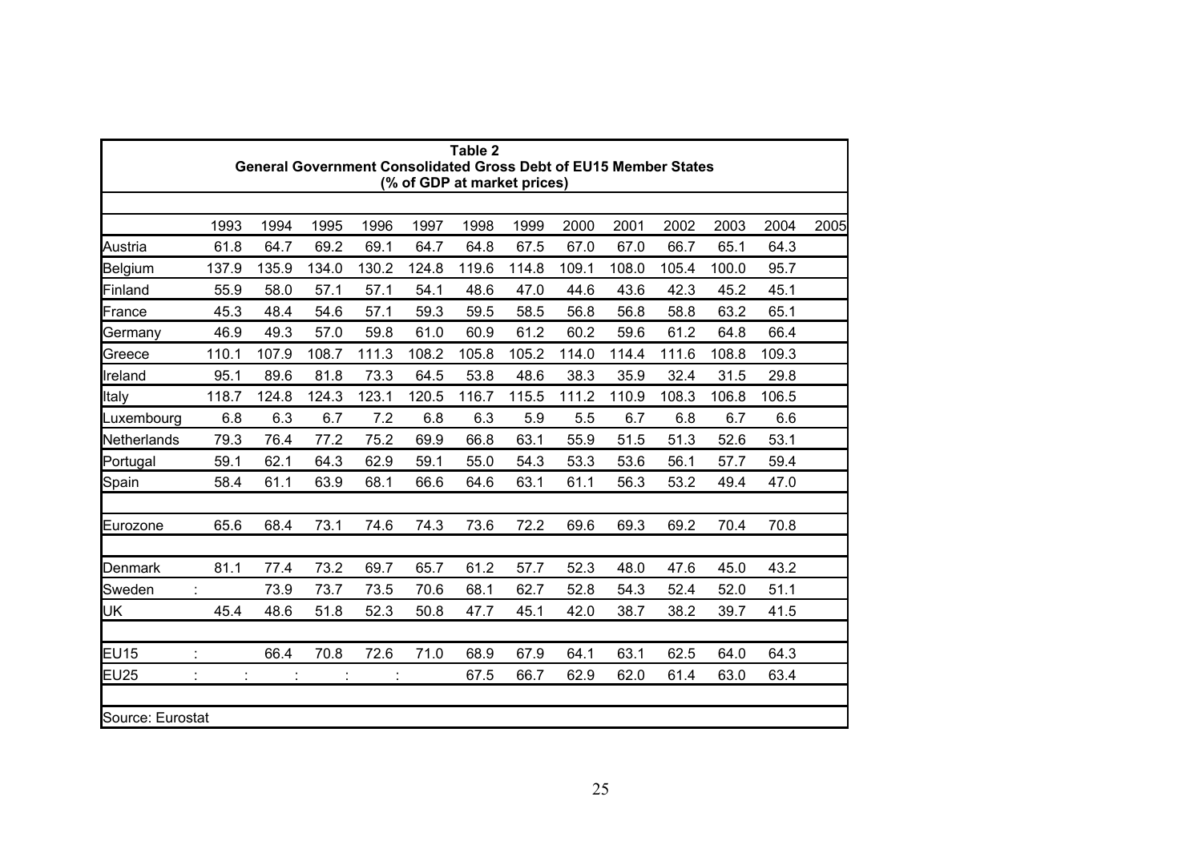**Table 2**
**General Government Consolidated Gross Debt of EU15 Member States**
**(% of GDP at market prices)**

| | 1993 | 1994 | 1995 | 1996 | 1997 | 1998 | 1999 | 2000 | 2001 | 2002 | 2003 | 2004 | 2005 |
|---|---|---|---|---|---|---|---|---|---|---|---|---|---|
| Austria | 61.8 | 64.7 | 69.2 | 69.1 | 64.7 | 64.8 | 67.5 | 67.0 | 67.0 | 66.7 | 65.1 | 64.3 | |
| Belgium | 137.9 | 135.9 | 134.0 | 130.2 | 124.8 | 119.6 | 114.8 | 109.1 | 108.0 | 105.4 | 100.0 | 95.7 | |
| Finland | 55.9 | 58.0 | 57.1 | 57.1 | 54.1 | 48.6 | 47.0 | 44.6 | 43.6 | 42.3 | 45.2 | 45.1 | |
| France | 45.3 | 48.4 | 54.6 | 57.1 | 59.3 | 59.5 | 58.5 | 56.8 | 56.8 | 58.8 | 63.2 | 65.1 | |
| Germany | 46.9 | 49.3 | 57.0 | 59.8 | 61.0 | 60.9 | 61.2 | 60.2 | 59.6 | 61.2 | 64.8 | 66.4 | |
| Greece | 110.1 | 107.9 | 108.7 | 111.3 | 108.2 | 105.8 | 105.2 | 114.0 | 114.4 | 111.6 | 108.8 | 109.3 | |
| Ireland | 95.1 | 89.6 | 81.8 | 73.3 | 64.5 | 53.8 | 48.6 | 38.3 | 35.9 | 32.4 | 31.5 | 29.8 | |
| Italy | 118.7 | 124.8 | 124.3 | 123.1 | 120.5 | 116.7 | 115.5 | 111.2 | 110.9 | 108.3 | 106.8 | 106.5 | |
| Luxembourg | 6.8 | 6.3 | 6.7 | 7.2 | 6.8 | 6.3 | 5.9 | 5.5 | 6.7 | 6.8 | 6.7 | 6.6 | |
| Netherlands | 79.3 | 76.4 | 77.2 | 75.2 | 69.9 | 66.8 | 63.1 | 55.9 | 51.5 | 51.3 | 52.6 | 53.1 | |
| Portugal | 59.1 | 62.1 | 64.3 | 62.9 | 59.1 | 55.0 | 54.3 | 53.3 | 53.6 | 56.1 | 57.7 | 59.4 | |
| Spain | 58.4 | 61.1 | 63.9 | 68.1 | 66.6 | 64.6 | 63.1 | 61.1 | 56.3 | 53.2 | 49.4 | 47.0 | |
| | | | | | | | | | | | | | |
| Eurozone | 65.6 | 68.4 | 73.1 | 74.6 | 74.3 | 73.6 | 72.2 | 69.6 | 69.3 | 69.2 | 70.4 | 70.8 | |
| | | | | | | | | | | | | | |
| Denmark | 81.1 | 77.4 | 73.2 | 69.7 | 65.7 | 61.2 | 57.7 | 52.3 | 48.0 | 47.6 | 45.0 | 43.2 | |
| Sweden | : | 73.9 | 73.7 | 73.5 | 70.6 | 68.1 | 62.7 | 52.8 | 54.3 | 52.4 | 52.0 | 51.1 | |
| UK | 45.4 | 48.6 | 51.8 | 52.3 | 50.8 | 47.7 | 45.1 | 42.0 | 38.7 | 38.2 | 39.7 | 41.5 | |
| | | | | | | | | | | | | | |
| EU15 | : | 66.4 | 70.8 | 72.6 | 71.0 | 68.9 | 67.9 | 64.1 | 63.1 | 62.5 | 64.0 | 64.3 | |
| EU25 | : | : | : | : | : | 67.5 | 66.7 | 62.9 | 62.0 | 61.4 | 63.0 | 63.4 | |

Source: Eurostat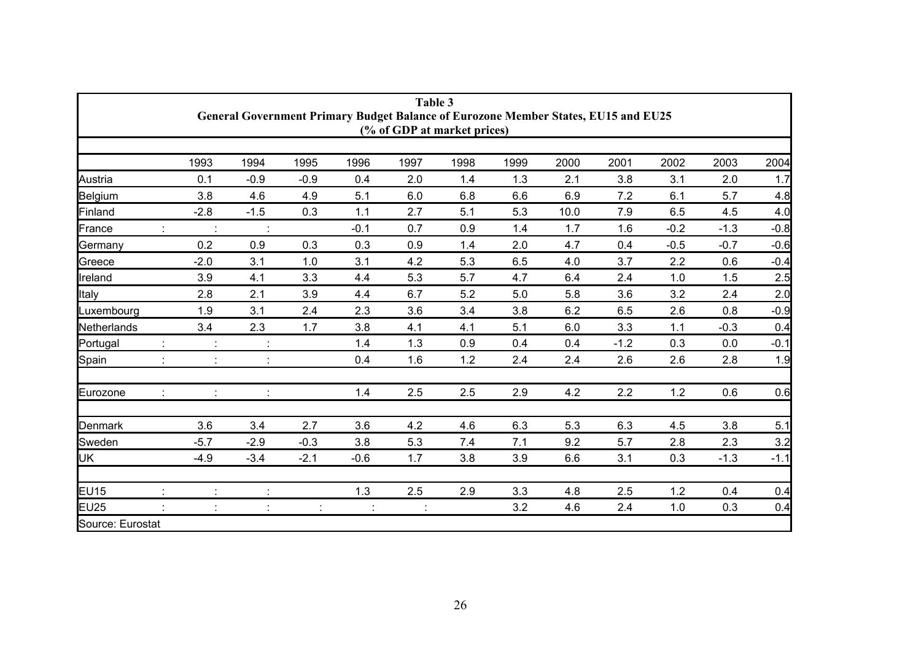**Table 3**
**General Government Primary Budget Balance of Eurozone Member States, EU15 and EU25**
**(% of GDP at market prices)**

| | | 1993 | 1994 | 1995 | 1996 | 1997 | 1998 | 1999 | 2000 | 2001 | 2002 | 2003 | 2004 |
|---|---|---|---|---|---|---|---|---|---|---|---|---|---|
| Austria | | 0.1 | -0.9 | -0.9 | 0.4 | 2.0 | 1.4 | 1.3 | 2.1 | 3.8 | 3.1 | 2.0 | 1.7 |
| Belgium | | 3.8 | 4.6 | 4.9 | 5.1 | 6.0 | 6.8 | 6.6 | 6.9 | 7.2 | 6.1 | 5.7 | 4.8 |
| Finland | | -2.8 | -1.5 | 0.3 | 1.1 | 2.7 | 5.1 | 5.3 | 10.0 | 7.9 | 6.5 | 4.5 | 4.0 |
| France | : | : | : | | -0.1 | 0.7 | 0.9 | 1.4 | 1.7 | 1.6 | -0.2 | -1.3 | -0.8 |
| Germany | | 0.2 | 0.9 | 0.3 | 0.3 | 0.9 | 1.4 | 2.0 | 4.7 | 0.4 | -0.5 | -0.7 | -0.6 |
| Greece | | -2.0 | 3.1 | 1.0 | 3.1 | 4.2 | 5.3 | 6.5 | 4.0 | 3.7 | 2.2 | 0.6 | -0.4 |
| Ireland | | 3.9 | 4.1 | 3.3 | 4.4 | 5.3 | 5.7 | 4.7 | 6.4 | 2.4 | 1.0 | 1.5 | 2.5 |
| Italy | | 2.8 | 2.1 | 3.9 | 4.4 | 6.7 | 5.2 | 5.0 | 5.8 | 3.6 | 3.2 | 2.4 | 2.0 |
| Luxembourg | | 1.9 | 3.1 | 2.4 | 2.3 | 3.6 | 3.4 | 3.8 | 6.2 | 6.5 | 2.6 | 0.8 | -0.9 |
| Netherlands | | 3.4 | 2.3 | 1.7 | 3.8 | 4.1 | 4.1 | 5.1 | 6.0 | 3.3 | 1.1 | -0.3 | 0.4 |
| Portugal | : | : | : | | 1.4 | 1.3 | 0.9 | 0.4 | 0.4 | -1.2 | 0.3 | 0.0 | -0.1 |
| Spain | : | : | : | | 0.4 | 1.6 | 1.2 | 2.4 | 2.4 | 2.6 | 2.6 | 2.8 | 1.9 |
| | | | | | | | | | | | | | |
| Eurozone | : | : | : | | 1.4 | 2.5 | 2.5 | 2.9 | 4.2 | 2.2 | 1.2 | 0.6 | 0.6 |
| | | | | | | | | | | | | | |
| Denmark | | 3.6 | 3.4 | 2.7 | 3.6 | 4.2 | 4.6 | 6.3 | 5.3 | 6.3 | 4.5 | 3.8 | 5.1 |
| Sweden | | -5.7 | -2.9 | -0.3 | 3.8 | 5.3 | 7.4 | 7.1 | 9.2 | 5.7 | 2.8 | 2.3 | 3.2 |
| UK | | -4.9 | -3.4 | -2.1 | -0.6 | 1.7 | 3.8 | 3.9 | 6.6 | 3.1 | 0.3 | -1.3 | -1.1 |
| | | | | | | | | | | | | | |
| EU15 | : | : | : | | 1.3 | 2.5 | 2.9 | 3.3 | 4.8 | 2.5 | 1.2 | 0.4 | 0.4 |
| EU25 | : | : | : | : | : | : | | 3.2 | 4.6 | 2.4 | 1.0 | 0.3 | 0.4 |

Source: Eurostat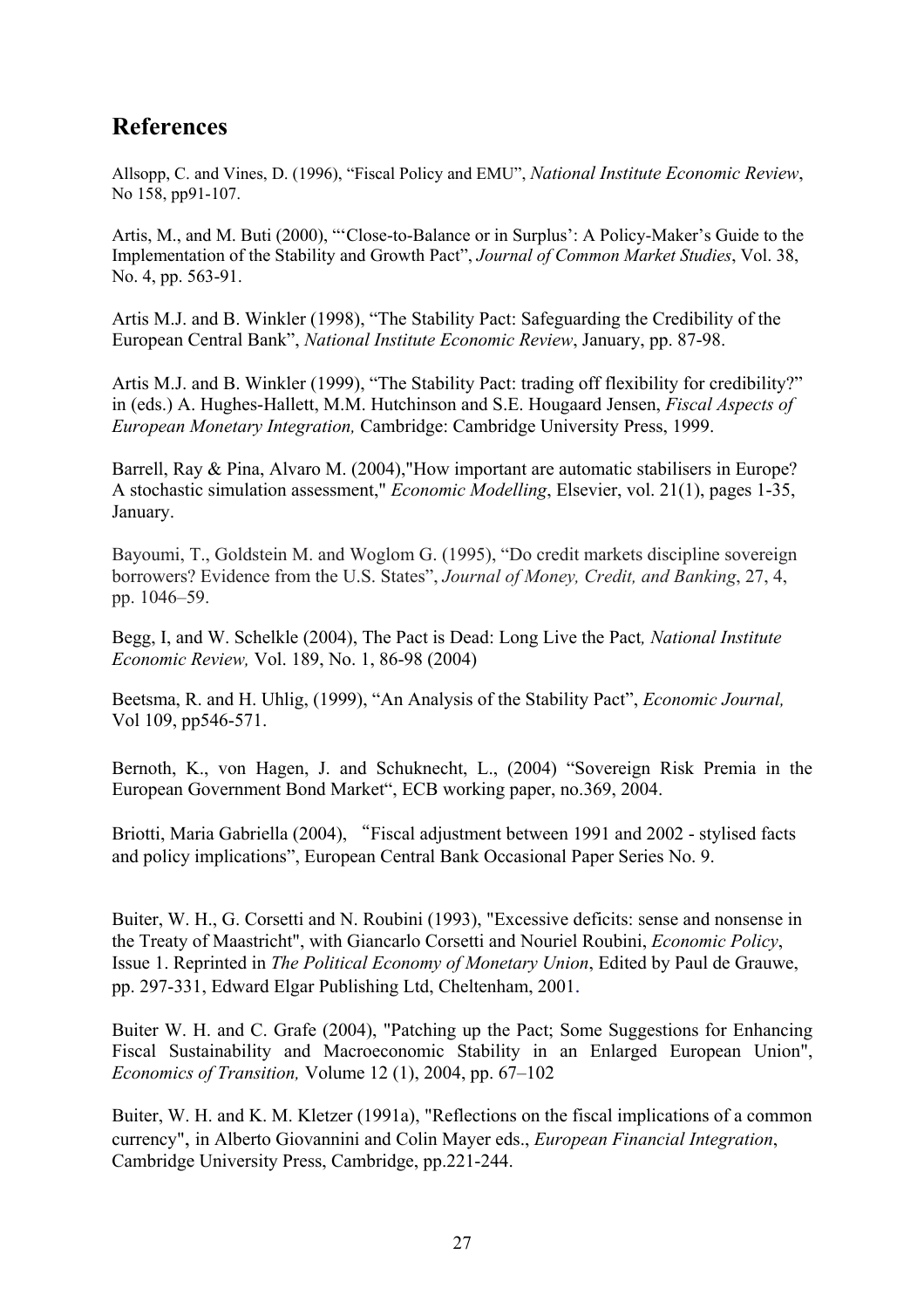## References

Allsopp, C. and Vines, D. (1996), "Fiscal Policy and EMU", *National Institute Economic Review*, No 158, pp91-107.

Artis, M., and M. Buti (2000), "'Close-to-Balance or in Surplus': A Policy-Maker's Guide to the Implementation of the Stability and Growth Pact", *Journal of Common Market Studies*, Vol. 38, No. 4, pp. 563-91.

Artis M.J. and B. Winkler (1998), "The Stability Pact: Safeguarding the Credibility of the European Central Bank", *National Institute Economic Review*, January, pp. 87-98.

Artis M.J. and B. Winkler (1999), "The Stability Pact: trading off flexibility for credibility?" in (eds.) A. Hughes-Hallett, M.M. Hutchinson and S.E. Hougaard Jensen, *Fiscal Aspects of European Monetary Integration,* Cambridge: Cambridge University Press, 1999.

Barrell, Ray & Pina, Alvaro M. (2004),"How important are automatic stabilisers in Europe? A stochastic simulation assessment," *Economic Modelling*, Elsevier, vol. 21(1), pages 1-35, January.

Bayoumi, T., Goldstein M. and Woglom G. (1995), "Do credit markets discipline sovereign borrowers? Evidence from the U.S. States", *Journal of Money, Credit, and Banking*, 27, 4, pp. 1046–59.

Begg, I, and W. Schelkle (2004), The Pact is Dead: Long Live the Pact*, National Institute Economic Review,* Vol. 189, No. 1, 86-98 (2004)

Beetsma, R. and H. Uhlig, (1999), "An Analysis of the Stability Pact", *Economic Journal,* Vol 109, pp546-571.

Bernoth, K., von Hagen, J. and Schuknecht, L., (2004) "Sovereign Risk Premia in the European Government Bond Market", ECB working paper, no.369, 2004.

Briotti, Maria Gabriella (2004), "Fiscal adjustment between 1991 and 2002 - stylised facts and policy implications", European Central Bank Occasional Paper Series No. 9.

Buiter, W. H., G. Corsetti and N. Roubini (1993), "Excessive deficits: sense and nonsense in the Treaty of Maastricht", with Giancarlo Corsetti and Nouriel Roubini, *Economic Policy*, Issue 1. Reprinted in *The Political Economy of Monetary Union*, Edited by Paul de Grauwe, pp. 297-331, Edward Elgar Publishing Ltd, Cheltenham, 2001.

Buiter W. H. and C. Grafe (2004), "Patching up the Pact; Some Suggestions for Enhancing Fiscal Sustainability and Macroeconomic Stability in an Enlarged European Union", *Economics of Transition,* Volume 12 (1), 2004, pp. 67–102

Buiter, W. H. and K. M. Kletzer (1991a), "Reflections on the fiscal implications of a common currency", in Alberto Giovannini and Colin Mayer eds., *European Financial Integration*, Cambridge University Press, Cambridge, pp.221-244.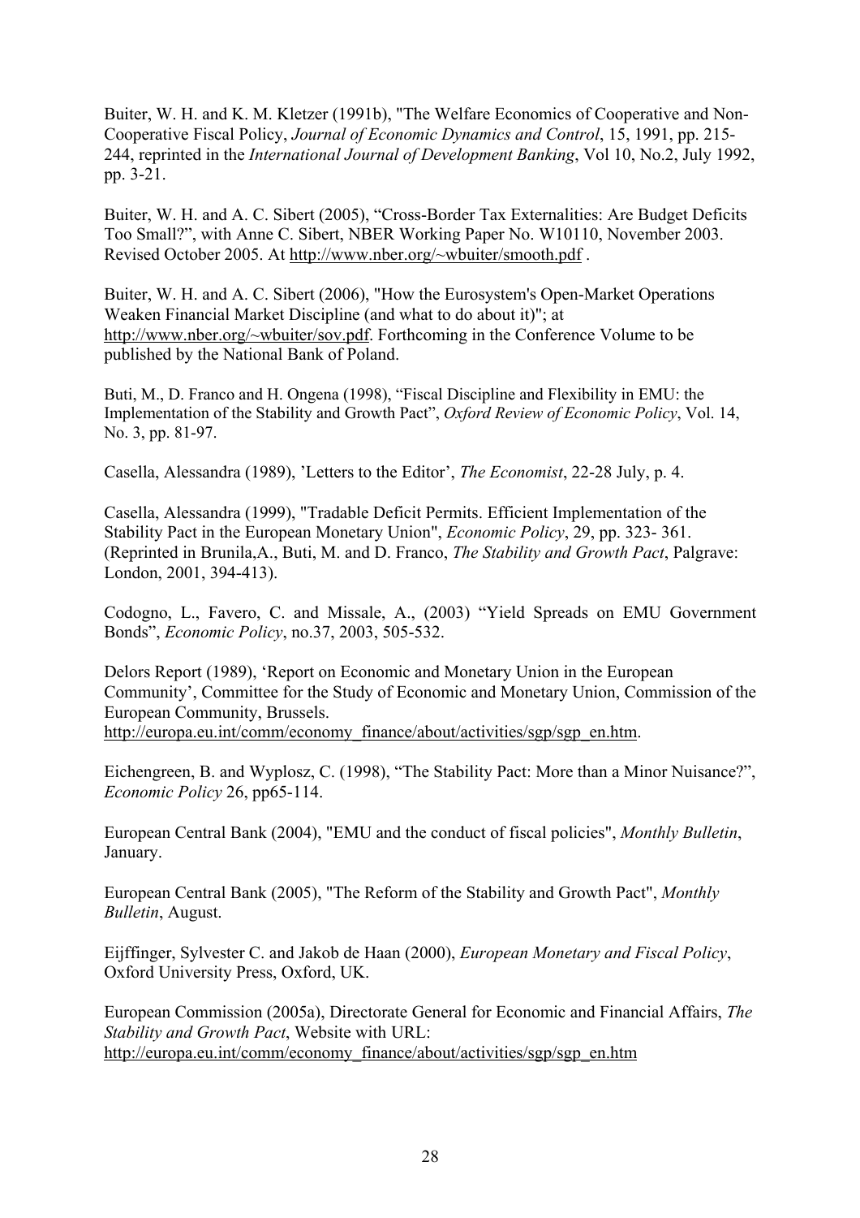Buiter, W. H. and K. M. Kletzer (1991b), "The Welfare Economics of Cooperative and Non-Cooperative Fiscal Policy, *Journal of Economic Dynamics and Control*, 15, 1991, pp. 215-244, reprinted in the *International Journal of Development Banking*, Vol 10, No.2, July 1992, pp. 3-21.

Buiter, W. H. and A. C. Sibert (2005), "Cross-Border Tax Externalities: Are Budget Deficits Too Small?", with Anne C. Sibert, NBER Working Paper No. W10110, November 2003. Revised October 2005. At http://www.nber.org/~wbuiter/smooth.pdf .

Buiter, W. H. and A. C. Sibert (2006), "How the Eurosystem's Open-Market Operations Weaken Financial Market Discipline (and what to do about it)"; at http://www.nber.org/~wbuiter/sov.pdf. Forthcoming in the Conference Volume to be published by the National Bank of Poland.

Buti, M., D. Franco and H. Ongena (1998), "Fiscal Discipline and Flexibility in EMU: the Implementation of the Stability and Growth Pact", *Oxford Review of Economic Policy*, Vol. 14, No. 3, pp. 81-97.

Casella, Alessandra (1989), 'Letters to the Editor', *The Economist*, 22-28 July, p. 4.

Casella, Alessandra (1999), "Tradable Deficit Permits. Efficient Implementation of the Stability Pact in the European Monetary Union", *Economic Policy*, 29, pp. 323- 361. (Reprinted in Brunila,A., Buti, M. and D. Franco, *The Stability and Growth Pact*, Palgrave: London, 2001, 394-413).

Codogno, L., Favero, C. and Missale, A., (2003) "Yield Spreads on EMU Government Bonds", *Economic Policy*, no.37, 2003, 505-532.

Delors Report (1989), 'Report on Economic and Monetary Union in the European Community', Committee for the Study of Economic and Monetary Union, Commission of the European Community, Brussels. http://europa.eu.int/comm/economy_finance/about/activities/sgp/sgp_en.htm.

Eichengreen, B. and Wyplosz, C. (1998), "The Stability Pact: More than a Minor Nuisance?", *Economic Policy* 26, pp65-114.

European Central Bank (2004), "EMU and the conduct of fiscal policies", *Monthly Bulletin*, January.

European Central Bank (2005), "The Reform of the Stability and Growth Pact", *Monthly Bulletin*, August.

Eijffinger, Sylvester C. and Jakob de Haan (2000), *European Monetary and Fiscal Policy*, Oxford University Press, Oxford, UK.

European Commission (2005a), Directorate General for Economic and Financial Affairs, *The Stability and Growth Pact*, Website with URL: http://europa.eu.int/comm/economy_finance/about/activities/sgp/sgp_en.htm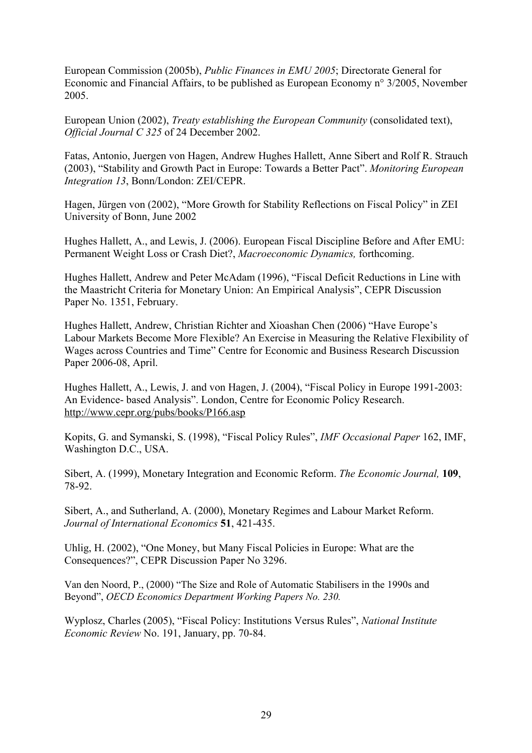European Commission (2005b), *Public Finances in EMU 2005*; Directorate General for Economic and Financial Affairs, to be published as European Economy n° 3/2005, November 2005.

European Union (2002), *Treaty establishing the European Community* (consolidated text), *Official Journal C 325* of 24 December 2002.

Fatas, Antonio, Juergen von Hagen, Andrew Hughes Hallett, Anne Sibert and Rolf R. Strauch (2003), "Stability and Growth Pact in Europe: Towards a Better Pact". *Monitoring European Integration 13*, Bonn/London: ZEI/CEPR.

Hagen, Jürgen von (2002), "More Growth for Stability Reflections on Fiscal Policy" in ZEI University of Bonn, June 2002

Hughes Hallett, A., and Lewis, J. (2006). European Fiscal Discipline Before and After EMU: Permanent Weight Loss or Crash Diet?, *Macroeconomic Dynamics,* forthcoming.

Hughes Hallett, Andrew and Peter McAdam (1996), "Fiscal Deficit Reductions in Line with the Maastricht Criteria for Monetary Union: An Empirical Analysis", CEPR Discussion Paper No. 1351, February.

Hughes Hallett, Andrew, Christian Richter and Xioashan Chen (2006) "Have Europe's Labour Markets Become More Flexible? An Exercise in Measuring the Relative Flexibility of Wages across Countries and Time" Centre for Economic and Business Research Discussion Paper 2006-08, April.

Hughes Hallett, A., Lewis, J. and von Hagen, J. (2004), "Fiscal Policy in Europe 1991-2003: An Evidence- based Analysis". London, Centre for Economic Policy Research. http://www.cepr.org/pubs/books/P166.asp

Kopits, G. and Symanski, S. (1998), "Fiscal Policy Rules", *IMF Occasional Paper* 162, IMF, Washington D.C., USA.

Sibert, A. (1999), Monetary Integration and Economic Reform. *The Economic Journal,* **109**, 78-92.

Sibert, A., and Sutherland, A. (2000), Monetary Regimes and Labour Market Reform. *Journal of International Economics* **51**, 421-435.

Uhlig, H. (2002), "One Money, but Many Fiscal Policies in Europe: What are the Consequences?", CEPR Discussion Paper No 3296.

Van den Noord, P., (2000) "The Size and Role of Automatic Stabilisers in the 1990s and Beyond", *OECD Economics Department Working Papers No. 230.*

Wyplosz, Charles (2005), "Fiscal Policy: Institutions Versus Rules", *National Institute Economic Review* No. 191, January, pp. 70-84.